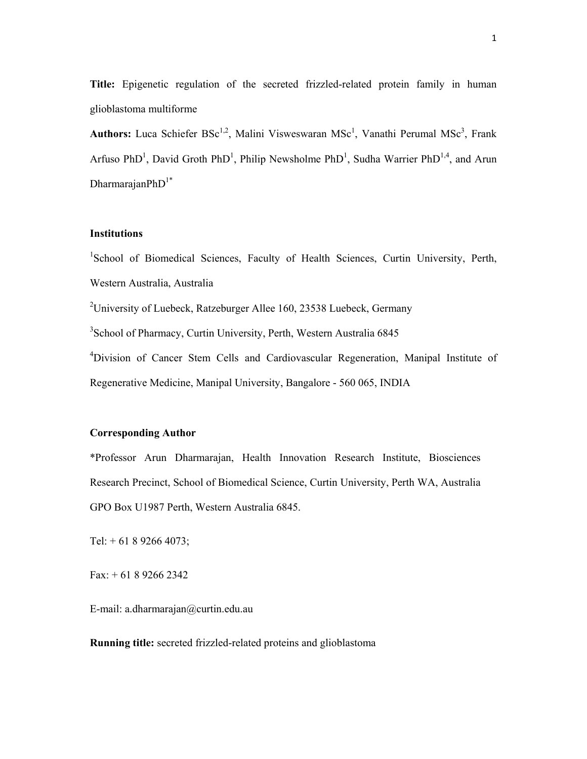**Title:** Epigenetic regulation of the secreted frizzled-related protein family in human glioblastoma multiforme

**Authors:** Luca Schiefer BSc[1,2], Malini Visweswaran MSc[1], Vanathi Perumal MSc[3], Frank Arfuso PhD[1], David Groth PhD[1], Philip Newsholme PhD[1], Sudha Warrier PhD[1,4], and Arun DharmarajanPhD[1*]

**Institutions**

[1]School of Biomedical Sciences, Faculty of Health Sciences, Curtin University, Perth, Western Australia, Australia

[2]University of Luebeck, Ratzeburger Allee 160, 23538 Luebeck, Germany

[3]School of Pharmacy, Curtin University, Perth, Western Australia 6845

[4]Division of Cancer Stem Cells and Cardiovascular Regeneration, Manipal Institute of Regenerative Medicine, Manipal University, Bangalore - 560 065, INDIA

**Corresponding Author**

*Professor Arun Dharmarajan, Health Innovation Research Institute, Biosciences Research Precinct, School of Biomedical Science, Curtin University, Perth WA, Australia GPO Box U1987 Perth, Western Australia 6845.

Tel: + 61 8 9266 4073;

Fax: + 61 8 9266 2342

E-mail: a.dharmarajan@curtin.edu.au

**Running title:** secreted frizzled-related proteins and glioblastoma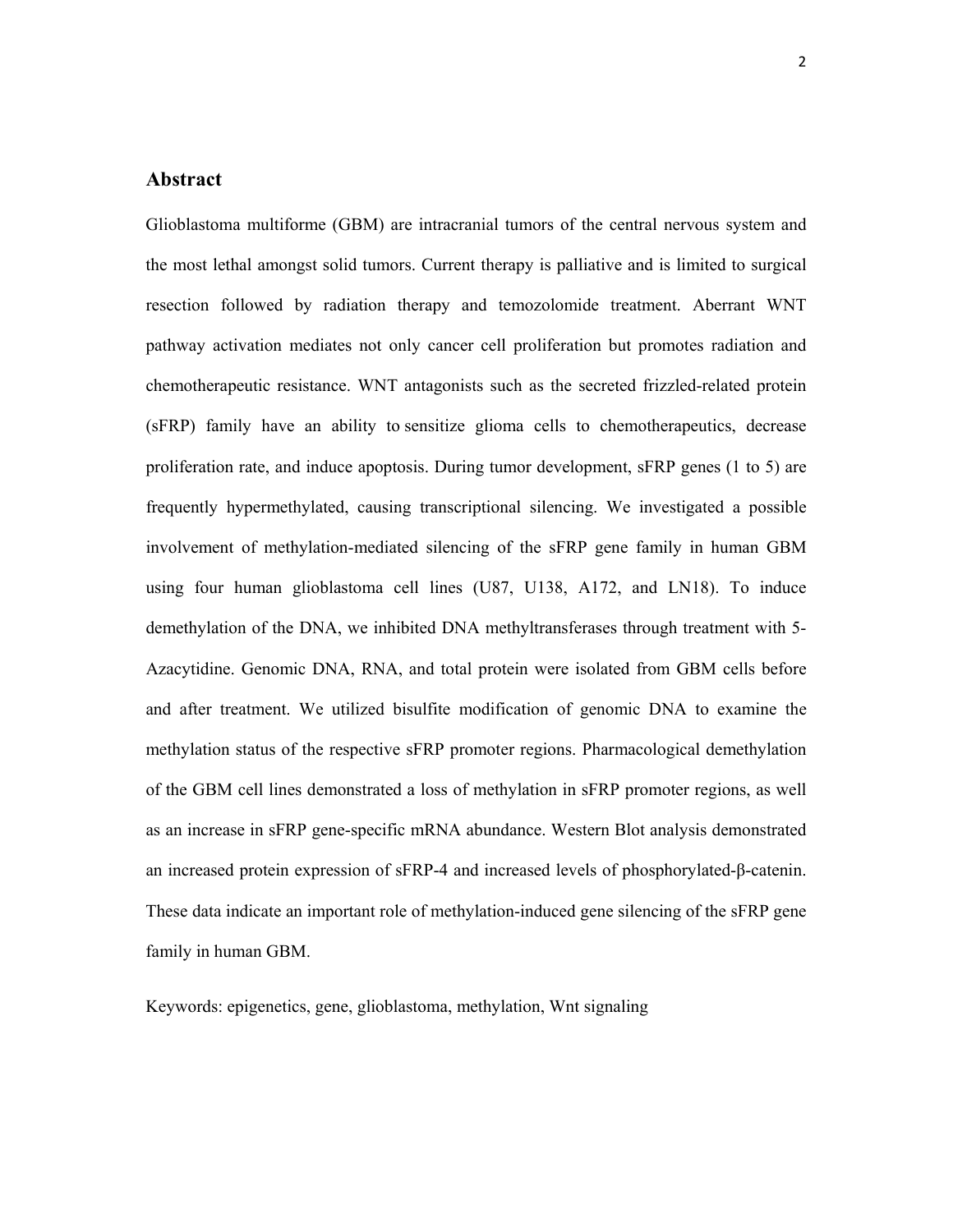## Abstract

Glioblastoma multiforme (GBM) are intracranial tumors of the central nervous system and the most lethal amongst solid tumors. Current therapy is palliative and is limited to surgical resection followed by radiation therapy and temozolomide treatment. Aberrant WNT pathway activation mediates not only cancer cell proliferation but promotes radiation and chemotherapeutic resistance. WNT antagonists such as the secreted frizzled-related protein (sFRP) family have an ability to sensitize glioma cells to chemotherapeutics, decrease proliferation rate, and induce apoptosis. During tumor development, sFRP genes (1 to 5) are frequently hypermethylated, causing transcriptional silencing. We investigated a possible involvement of methylation-mediated silencing of the sFRP gene family in human GBM using four human glioblastoma cell lines (U87, U138, A172, and LN18). To induce demethylation of the DNA, we inhibited DNA methyltransferases through treatment with 5-Azacytidine. Genomic DNA, RNA, and total protein were isolated from GBM cells before and after treatment. We utilized bisulfite modification of genomic DNA to examine the methylation status of the respective sFRP promoter regions. Pharmacological demethylation of the GBM cell lines demonstrated a loss of methylation in sFRP promoter regions, as well as an increase in sFRP gene-specific mRNA abundance. Western Blot analysis demonstrated an increased protein expression of sFRP-4 and increased levels of phosphorylated-β-catenin. These data indicate an important role of methylation-induced gene silencing of the sFRP gene family in human GBM.

Keywords: epigenetics, gene, glioblastoma, methylation, Wnt signaling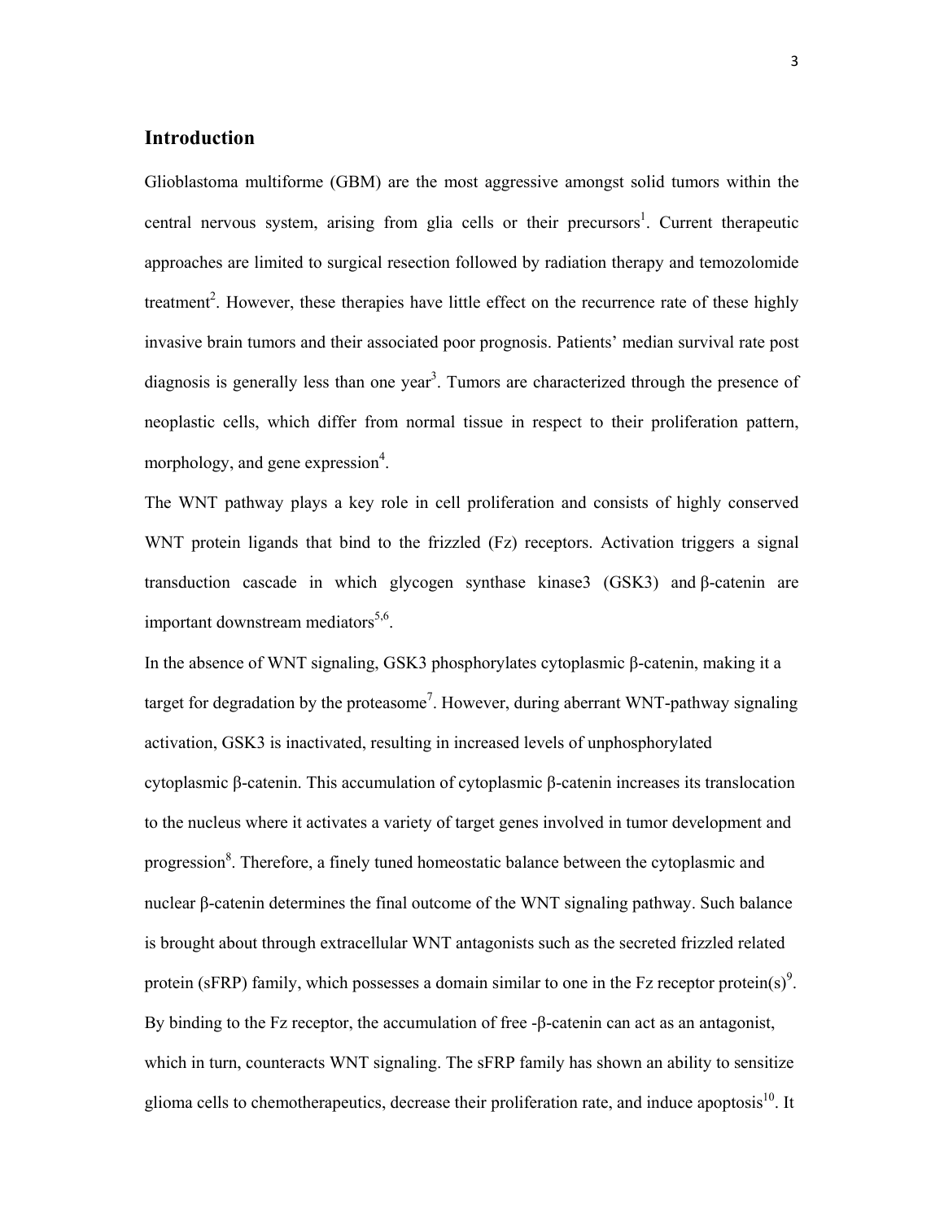## Introduction

Glioblastoma multiforme (GBM) are the most aggressive amongst solid tumors within the central nervous system, arising from glia cells or their precursors[1]. Current therapeutic approaches are limited to surgical resection followed by radiation therapy and temozolomide treatment[2]. However, these therapies have little effect on the recurrence rate of these highly invasive brain tumors and their associated poor prognosis. Patients' median survival rate post diagnosis is generally less than one year[3]. Tumors are characterized through the presence of neoplastic cells, which differ from normal tissue in respect to their proliferation pattern, morphology, and gene expression[4].

The WNT pathway plays a key role in cell proliferation and consists of highly conserved WNT protein ligands that bind to the frizzled (Fz) receptors. Activation triggers a signal transduction cascade in which glycogen synthase kinase3 (GSK3) and β-catenin are important downstream mediators[5,6].

In the absence of WNT signaling, GSK3 phosphorylates cytoplasmic β-catenin, making it a target for degradation by the proteasome[7]. However, during aberrant WNT-pathway signaling activation, GSK3 is inactivated, resulting in increased levels of unphosphorylated cytoplasmic β-catenin. This accumulation of cytoplasmic β-catenin increases its translocation to the nucleus where it activates a variety of target genes involved in tumor development and progression[8]. Therefore, a finely tuned homeostatic balance between the cytoplasmic and nuclear β-catenin determines the final outcome of the WNT signaling pathway. Such balance is brought about through extracellular WNT antagonists such as the secreted frizzled related protein (sFRP) family, which possesses a domain similar to one in the Fz receptor protein(s)[9]. By binding to the Fz receptor, the accumulation of free -β-catenin can act as an antagonist, which in turn, counteracts WNT signaling. The sFRP family has shown an ability to sensitize glioma cells to chemotherapeutics, decrease their proliferation rate, and induce apoptosis[10]. It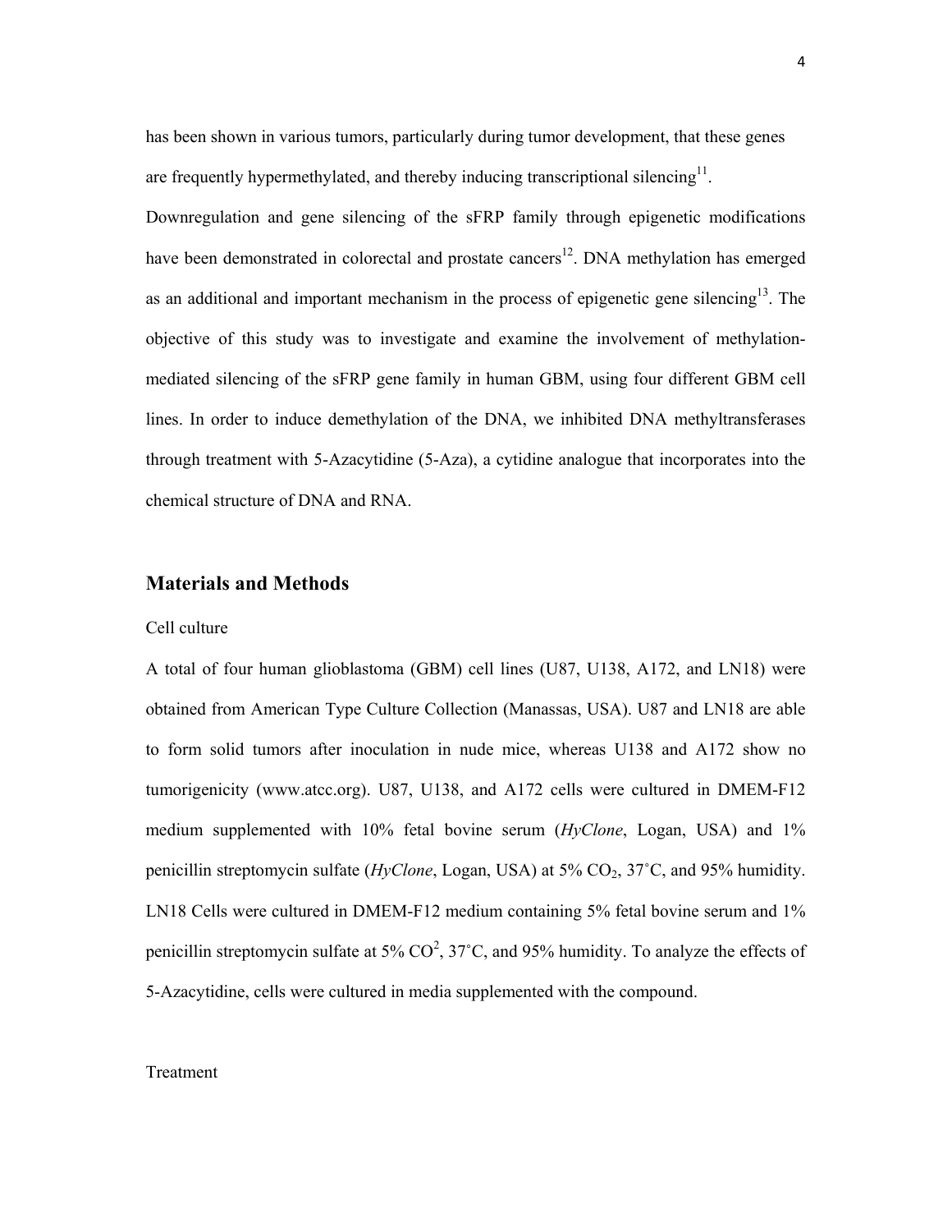has been shown in various tumors, particularly during tumor development, that these genes are frequently hypermethylated, and thereby inducing transcriptional silencing[11]. Downregulation and gene silencing of the sFRP family through epigenetic modifications have been demonstrated in colorectal and prostate cancers[12]. DNA methylation has emerged as an additional and important mechanism in the process of epigenetic gene silencing[13]. The objective of this study was to investigate and examine the involvement of methylation-mediated silencing of the sFRP gene family in human GBM, using four different GBM cell lines. In order to induce demethylation of the DNA, we inhibited DNA methyltransferases through treatment with 5-Azacytidine (5-Aza), a cytidine analogue that incorporates into the chemical structure of DNA and RNA.

## Materials and Methods

Cell culture

A total of four human glioblastoma (GBM) cell lines (U87, U138, A172, and LN18) were obtained from American Type Culture Collection (Manassas, USA). U87 and LN18 are able to form solid tumors after inoculation in nude mice, whereas U138 and A172 show no tumorigenicity (www.atcc.org). U87, U138, and A172 cells were cultured in DMEM-F12 medium supplemented with 10% fetal bovine serum (*HyClone*, Logan, USA) and 1% penicillin streptomycin sulfate (*HyClone*, Logan, USA) at 5% $CO_2$, 37˚C, and 95% humidity. LN18 Cells were cultured in DMEM-F12 medium containing 5% fetal bovine serum and 1% penicillin streptomycin sulfate at 5% $CO^2$, 37˚C, and 95% humidity. To analyze the effects of 5-Azacytidine, cells were cultured in media supplemented with the compound.

Treatment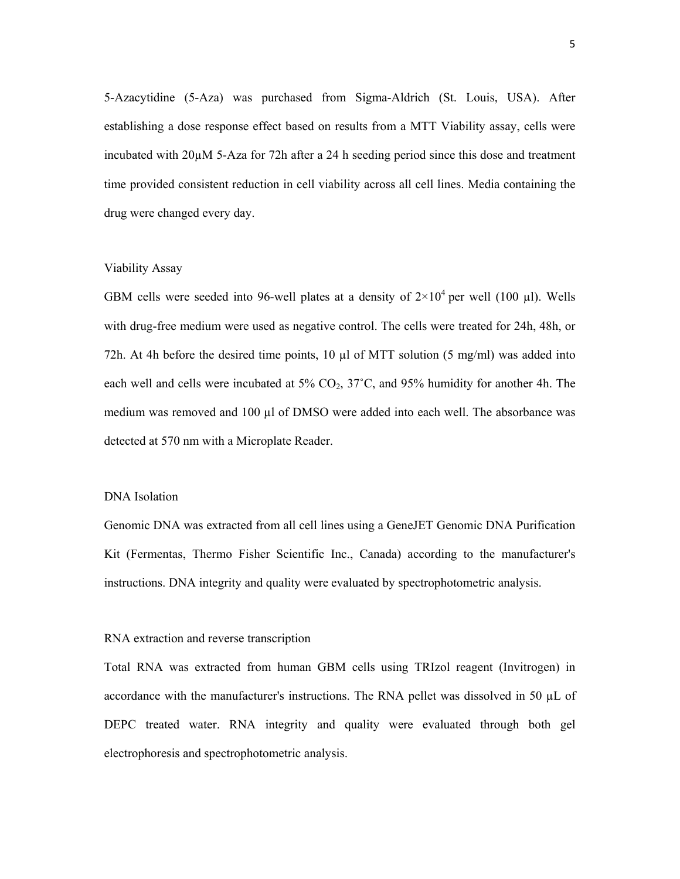5-Azacytidine (5-Aza) was purchased from Sigma-Aldrich (St. Louis, USA). After establishing a dose response effect based on results from a MTT Viability assay, cells were incubated with 20μM 5-Aza for 72h after a 24 h seeding period since this dose and treatment time provided consistent reduction in cell viability across all cell lines. Media containing the drug were changed every day.

### Viability Assay

GBM cells were seeded into 96-well plates at a density of $2\times10^4$ per well (100 μl). Wells with drug-free medium were used as negative control. The cells were treated for 24h, 48h, or 72h. At 4h before the desired time points, 10 μl of MTT solution (5 mg/ml) was added into each well and cells were incubated at 5% $CO_2$, 37˚C, and 95% humidity for another 4h. The medium was removed and 100 μl of DMSO were added into each well. The absorbance was detected at 570 nm with a Microplate Reader.

### DNA Isolation

Genomic DNA was extracted from all cell lines using a GeneJET Genomic DNA Purification Kit (Fermentas, Thermo Fisher Scientific Inc., Canada) according to the manufacturer's instructions. DNA integrity and quality were evaluated by spectrophotometric analysis.

### RNA extraction and reverse transcription

Total RNA was extracted from human GBM cells using TRIzol reagent (Invitrogen) in accordance with the manufacturer's instructions. The RNA pellet was dissolved in 50 μL of DEPC treated water. RNA integrity and quality were evaluated through both gel electrophoresis and spectrophotometric analysis.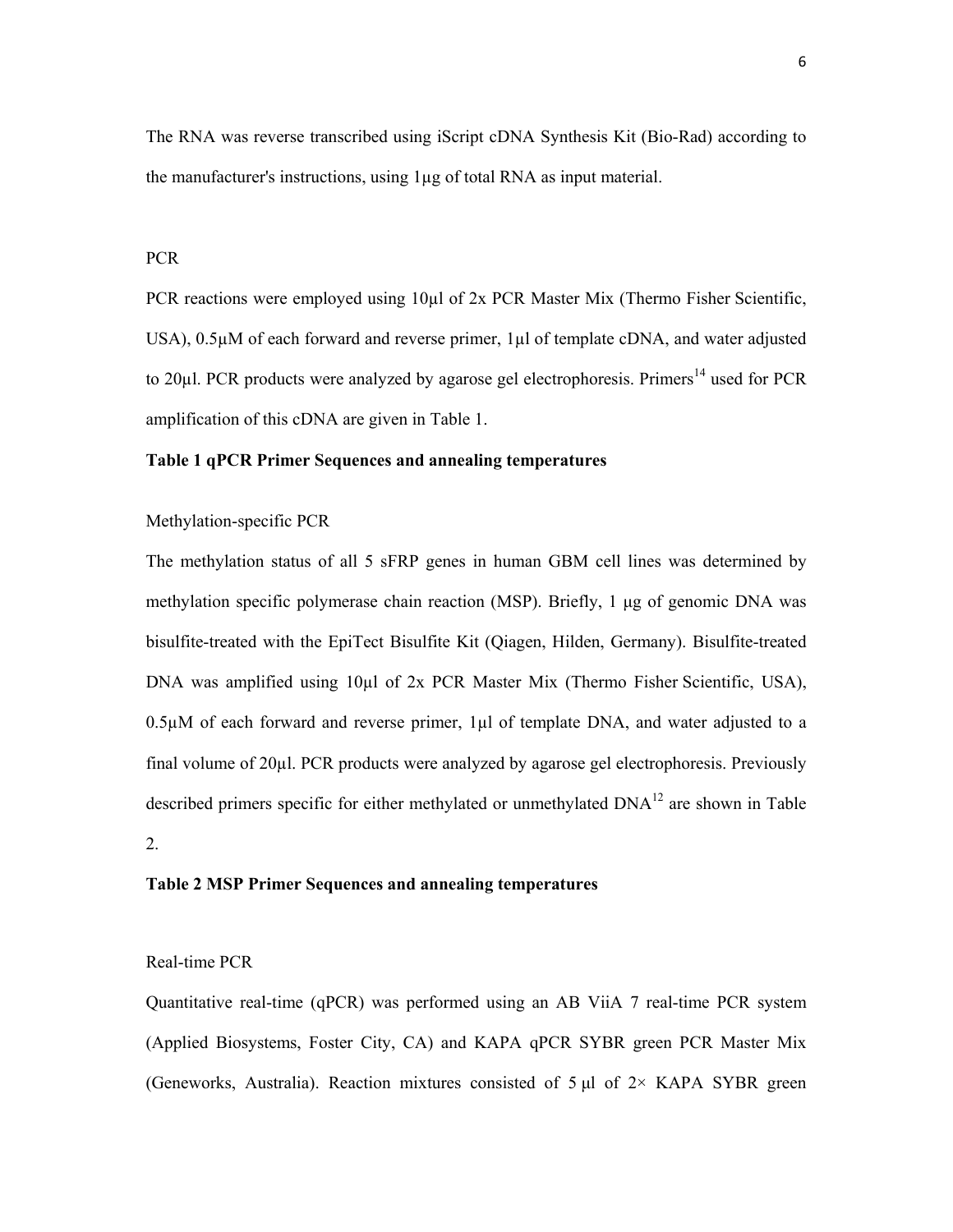The RNA was reverse transcribed using iScript cDNA Synthesis Kit (Bio-Rad) according to the manufacturer's instructions, using 1μg of total RNA as input material.

PCR

PCR reactions were employed using 10μl of 2x PCR Master Mix (Thermo Fisher Scientific, USA), 0.5μM of each forward and reverse primer, 1μl of template cDNA, and water adjusted to 20μl. PCR products were analyzed by agarose gel electrophoresis. Primers[14] used for PCR amplification of this cDNA are given in Table 1.

**Table 1 qPCR Primer Sequences and annealing temperatures**

Methylation-specific PCR

The methylation status of all 5 sFRP genes in human GBM cell lines was determined by methylation specific polymerase chain reaction (MSP). Briefly, 1 μg of genomic DNA was bisulfite-treated with the EpiTect Bisulfite Kit (Qiagen, Hilden, Germany). Bisulfite-treated DNA was amplified using 10μl of 2x PCR Master Mix (Thermo Fisher Scientific, USA), 0.5μM of each forward and reverse primer, 1μl of template DNA, and water adjusted to a final volume of 20μl. PCR products were analyzed by agarose gel electrophoresis. Previously described primers specific for either methylated or unmethylated DNA[12] are shown in Table 2.

**Table 2 MSP Primer Sequences and annealing temperatures**

Real-time PCR

Quantitative real-time (qPCR) was performed using an AB ViiA 7 real-time PCR system (Applied Biosystems, Foster City, CA) and KAPA qPCR SYBR green PCR Master Mix (Geneworks, Australia). Reaction mixtures consisted of 5 μl of 2× KAPA SYBR green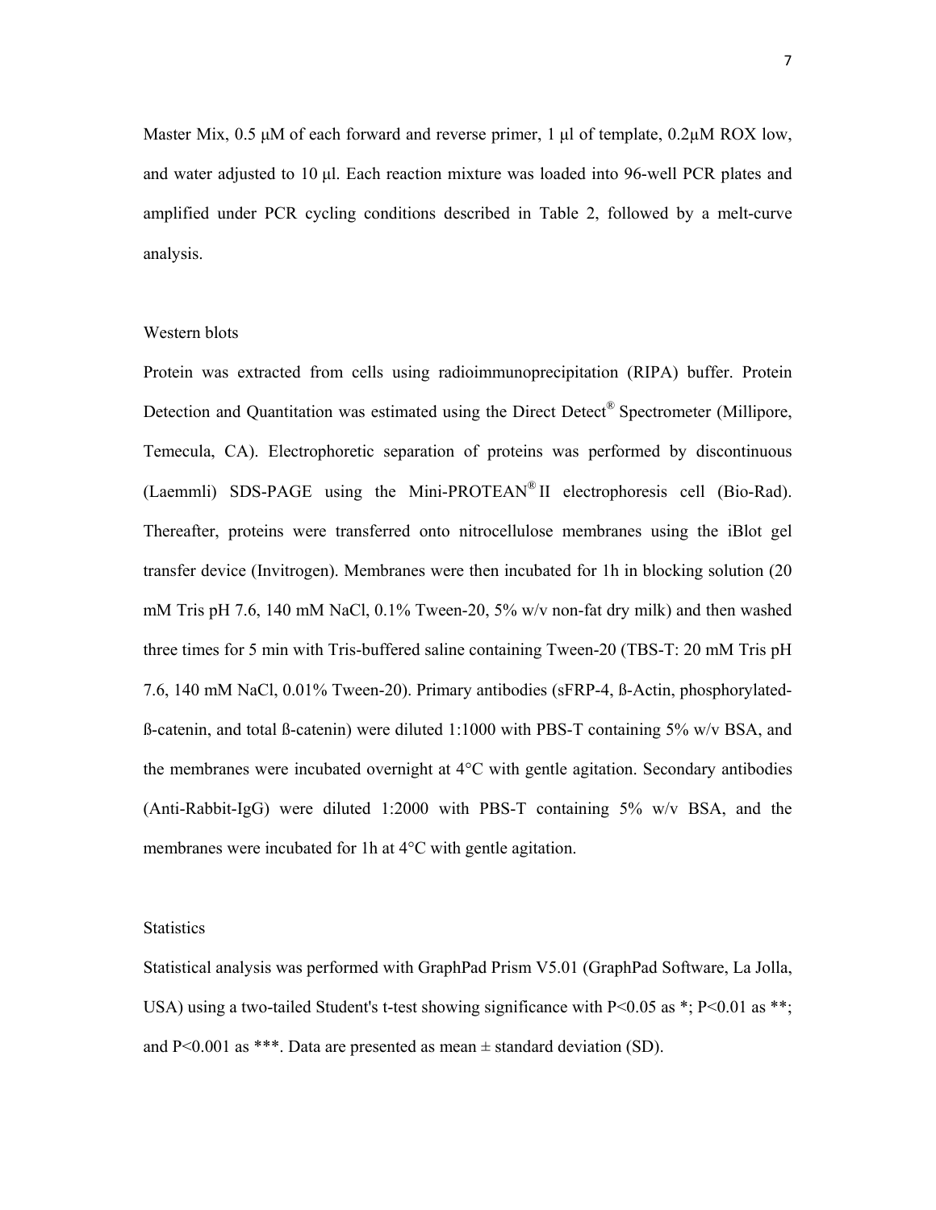Master Mix, 0.5 μM of each forward and reverse primer, 1 μl of template, 0.2μM ROX low, and water adjusted to 10 μl. Each reaction mixture was loaded into 96-well PCR plates and amplified under PCR cycling conditions described in Table 2, followed by a melt-curve analysis.

### Western blots

Protein was extracted from cells using radioimmunoprecipitation (RIPA) buffer. Protein Detection and Quantitation was estimated using the Direct Detect® Spectrometer (Millipore, Temecula, CA). Electrophoretic separation of proteins was performed by discontinuous (Laemmli) SDS-PAGE using the Mini-PROTEAN® II electrophoresis cell (Bio-Rad). Thereafter, proteins were transferred onto nitrocellulose membranes using the iBlot gel transfer device (Invitrogen). Membranes were then incubated for 1h in blocking solution (20 mM Tris pH 7.6, 140 mM NaCl, 0.1% Tween-20, 5% w/v non-fat dry milk) and then washed three times for 5 min with Tris-buffered saline containing Tween-20 (TBS-T: 20 mM Tris pH 7.6, 140 mM NaCl, 0.01% Tween-20). Primary antibodies (sFRP-4, ß-Actin, phosphorylated-ß-catenin, and total ß-catenin) were diluted 1:1000 with PBS-T containing 5% w/v BSA, and the membranes were incubated overnight at 4°C with gentle agitation. Secondary antibodies (Anti-Rabbit-IgG) were diluted 1:2000 with PBS-T containing 5% w/v BSA, and the membranes were incubated for 1h at 4°C with gentle agitation.

### Statistics

Statistical analysis was performed with GraphPad Prism V5.01 (GraphPad Software, La Jolla, USA) using a two-tailed Student's t-test showing significance with $P<0.05$ as *; $P<0.01$ as **; and $P<0.001$ as ***. Data are presented as mean ± standard deviation (SD).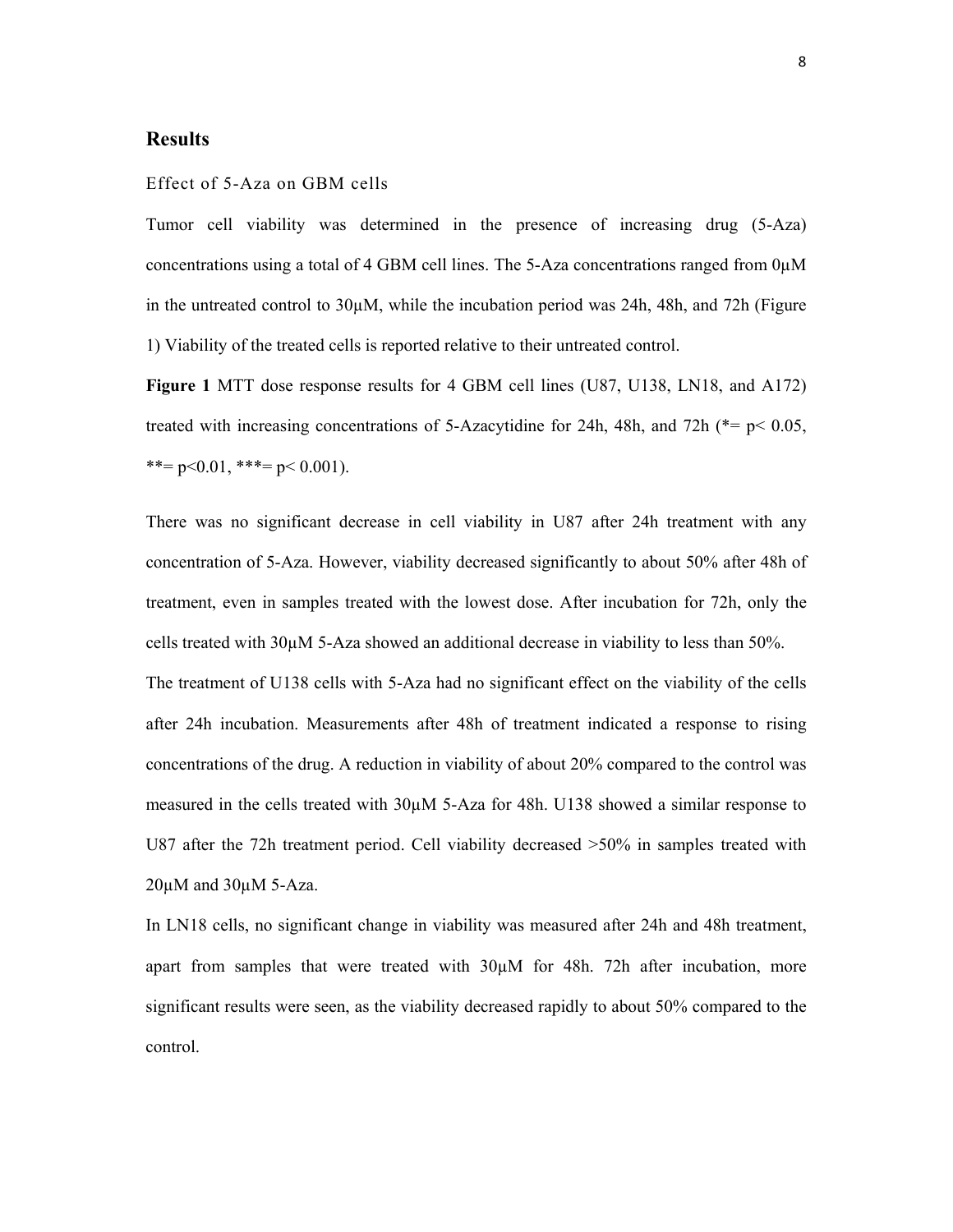## Results

### Effect of 5-Aza on GBM cells

Tumor cell viability was determined in the presence of increasing drug (5-Aza) concentrations using a total of 4 GBM cell lines. The 5-Aza concentrations ranged from 0µM in the untreated control to 30µM, while the incubation period was 24h, 48h, and 72h (Figure 1) Viability of the treated cells is reported relative to their untreated control.

**Figure 1** MTT dose response results for 4 GBM cell lines (U87, U138, LN18, and A172) treated with increasing concentrations of 5-Azacytidine for 24h, 48h, and 72h (*= $p< 0.05$, **= $p<0.01$, ***= $p< 0.001$).

There was no significant decrease in cell viability in U87 after 24h treatment with any concentration of 5-Aza. However, viability decreased significantly to about 50% after 48h of treatment, even in samples treated with the lowest dose. After incubation for 72h, only the cells treated with 30µM 5-Aza showed an additional decrease in viability to less than 50%.

The treatment of U138 cells with 5-Aza had no significant effect on the viability of the cells after 24h incubation. Measurements after 48h of treatment indicated a response to rising concentrations of the drug. A reduction in viability of about 20% compared to the control was measured in the cells treated with 30µM 5-Aza for 48h. U138 showed a similar response to U87 after the 72h treatment period. Cell viability decreased >50% in samples treated with 20µM and 30µM 5-Aza.

In LN18 cells, no significant change in viability was measured after 24h and 48h treatment, apart from samples that were treated with 30µM for 48h. 72h after incubation, more significant results were seen, as the viability decreased rapidly to about 50% compared to the control.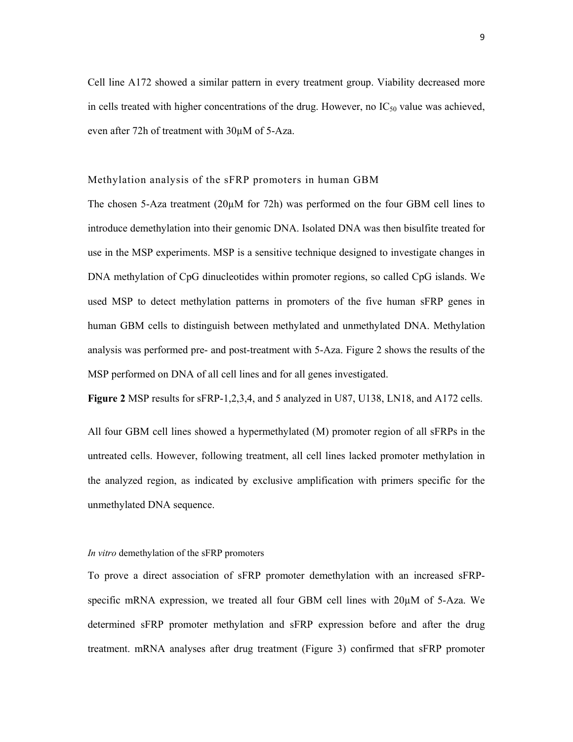Cell line A172 showed a similar pattern in every treatment group. Viability decreased more in cells treated with higher concentrations of the drug. However, no $IC_{50}$ value was achieved, even after 72h of treatment with 30μM of 5-Aza.

## Methylation analysis of the sFRP promoters in human GBM

The chosen 5-Aza treatment (20μM for 72h) was performed on the four GBM cell lines to introduce demethylation into their genomic DNA. Isolated DNA was then bisulfite treated for use in the MSP experiments. MSP is a sensitive technique designed to investigate changes in DNA methylation of CpG dinucleotides within promoter regions, so called CpG islands. We used MSP to detect methylation patterns in promoters of the five human sFRP genes in human GBM cells to distinguish between methylated and unmethylated DNA. Methylation analysis was performed pre- and post-treatment with 5-Aza. Figure 2 shows the results of the MSP performed on DNA of all cell lines and for all genes investigated.

**Figure 2** MSP results for sFRP-1,2,3,4, and 5 analyzed in U87, U138, LN18, and A172 cells.

All four GBM cell lines showed a hypermethylated (M) promoter region of all sFRPs in the untreated cells. However, following treatment, all cell lines lacked promoter methylation in the analyzed region, as indicated by exclusive amplification with primers specific for the unmethylated DNA sequence.

### *In vitro* demethylation of the sFRP promoters

To prove a direct association of sFRP promoter demethylation with an increased sFRP-specific mRNA expression, we treated all four GBM cell lines with 20μM of 5-Aza. We determined sFRP promoter methylation and sFRP expression before and after the drug treatment. mRNA analyses after drug treatment (Figure 3) confirmed that sFRP promoter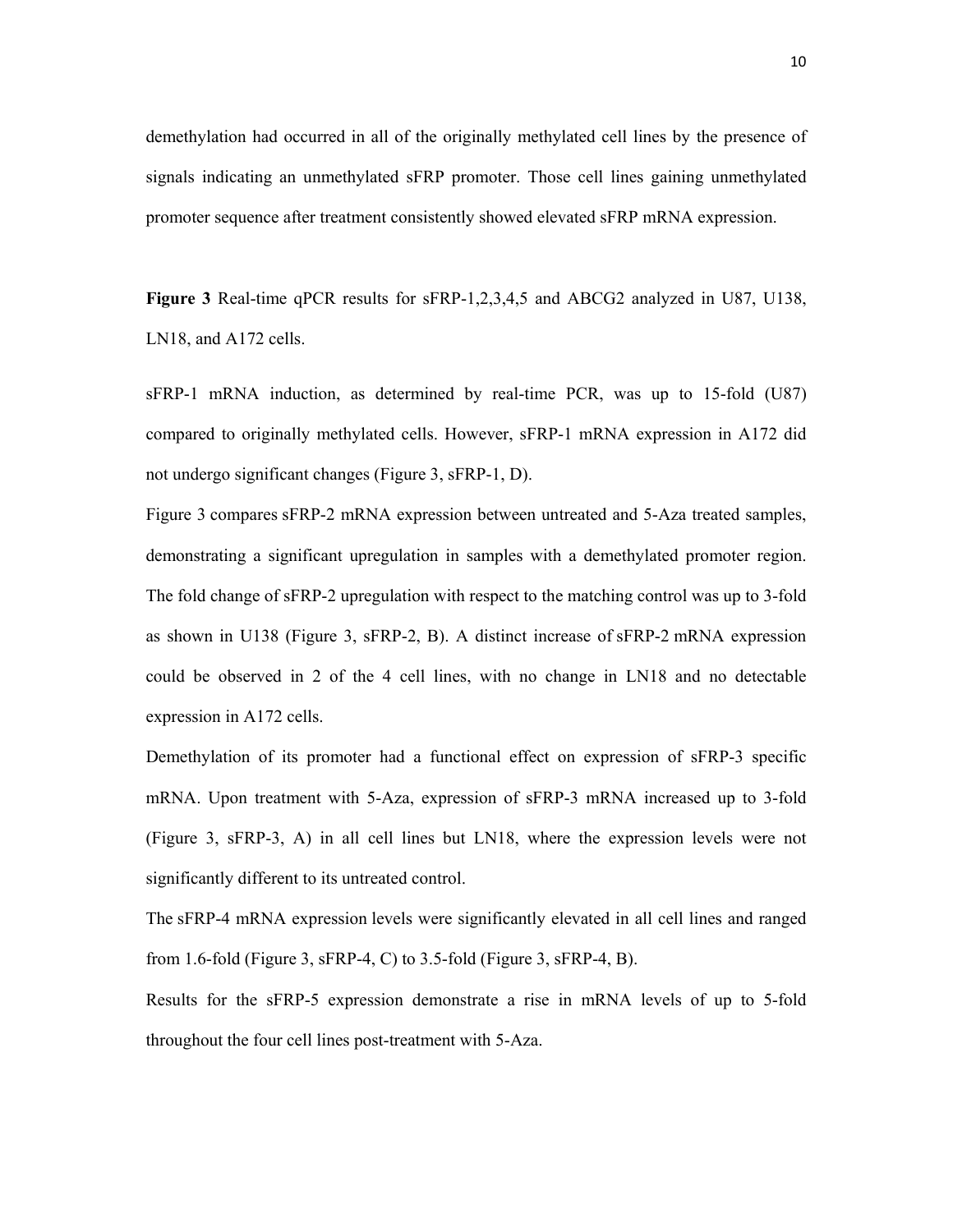demethylation had occurred in all of the originally methylated cell lines by the presence of signals indicating an unmethylated sFRP promoter. Those cell lines gaining unmethylated promoter sequence after treatment consistently showed elevated sFRP mRNA expression.

**Figure 3** Real-time qPCR results for sFRP-1,2,3,4,5 and ABCG2 analyzed in U87, U138, LN18, and A172 cells.

sFRP-1 mRNA induction, as determined by real-time PCR, was up to 15-fold (U87) compared to originally methylated cells. However, sFRP-1 mRNA expression in A172 did not undergo significant changes (Figure 3, sFRP-1, D).

Figure 3 compares sFRP-2 mRNA expression between untreated and 5-Aza treated samples, demonstrating a significant upregulation in samples with a demethylated promoter region. The fold change of sFRP-2 upregulation with respect to the matching control was up to 3-fold as shown in U138 (Figure 3, sFRP-2, B). A distinct increase of sFRP-2 mRNA expression could be observed in 2 of the 4 cell lines, with no change in LN18 and no detectable expression in A172 cells.

Demethylation of its promoter had a functional effect on expression of sFRP-3 specific mRNA. Upon treatment with 5-Aza, expression of sFRP-3 mRNA increased up to 3-fold (Figure 3, sFRP-3, A) in all cell lines but LN18, where the expression levels were not significantly different to its untreated control.

The sFRP-4 mRNA expression levels were significantly elevated in all cell lines and ranged from 1.6-fold (Figure 3, sFRP-4, C) to 3.5-fold (Figure 3, sFRP-4, B).

Results for the sFRP-5 expression demonstrate a rise in mRNA levels of up to 5-fold throughout the four cell lines post-treatment with 5-Aza.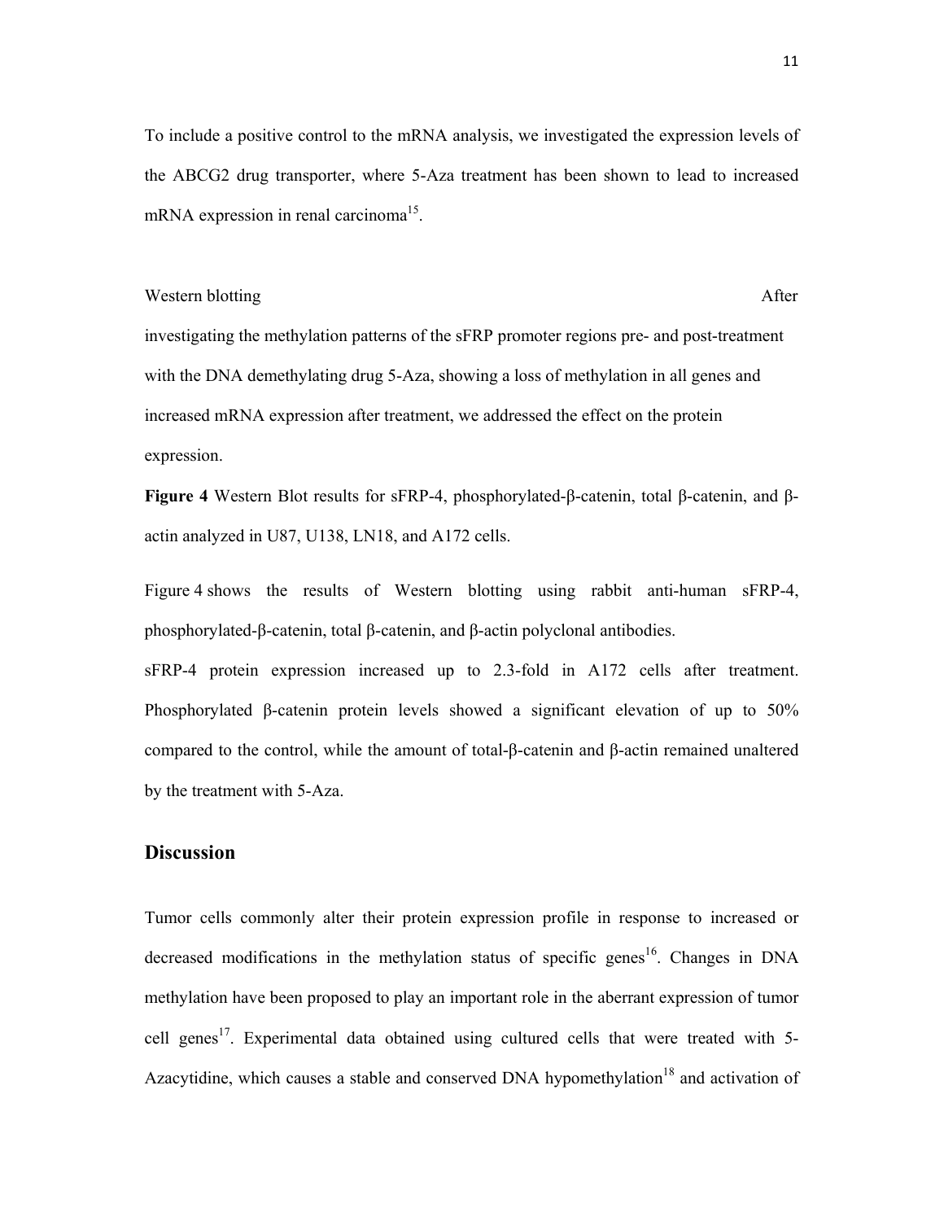To include a positive control to the mRNA analysis, we investigated the expression levels of the ABCG2 drug transporter, where 5-Aza treatment has been shown to lead to increased mRNA expression in renal carcinoma[15].

Western blotting

After investigating the methylation patterns of the sFRP promoter regions pre- and post-treatment with the DNA demethylating drug 5-Aza, showing a loss of methylation in all genes and increased mRNA expression after treatment, we addressed the effect on the protein expression.

**Figure 4** Western Blot results for sFRP-4, phosphorylated-β-catenin, total β-catenin, and β-actin analyzed in U87, U138, LN18, and A172 cells.

Figure 4 shows the results of Western blotting using rabbit anti-human sFRP-4, phosphorylated-β-catenin, total β-catenin, and β-actin polyclonal antibodies.

sFRP-4 protein expression increased up to 2.3-fold in A172 cells after treatment. Phosphorylated β-catenin protein levels showed a significant elevation of up to 50% compared to the control, while the amount of total-β-catenin and β-actin remained unaltered by the treatment with 5-Aza.

## Discussion

Tumor cells commonly alter their protein expression profile in response to increased or decreased modifications in the methylation status of specific genes[16]. Changes in DNA methylation have been proposed to play an important role in the aberrant expression of tumor cell genes[17]. Experimental data obtained using cultured cells that were treated with 5-Azacytidine, which causes a stable and conserved DNA hypomethylation[18] and activation of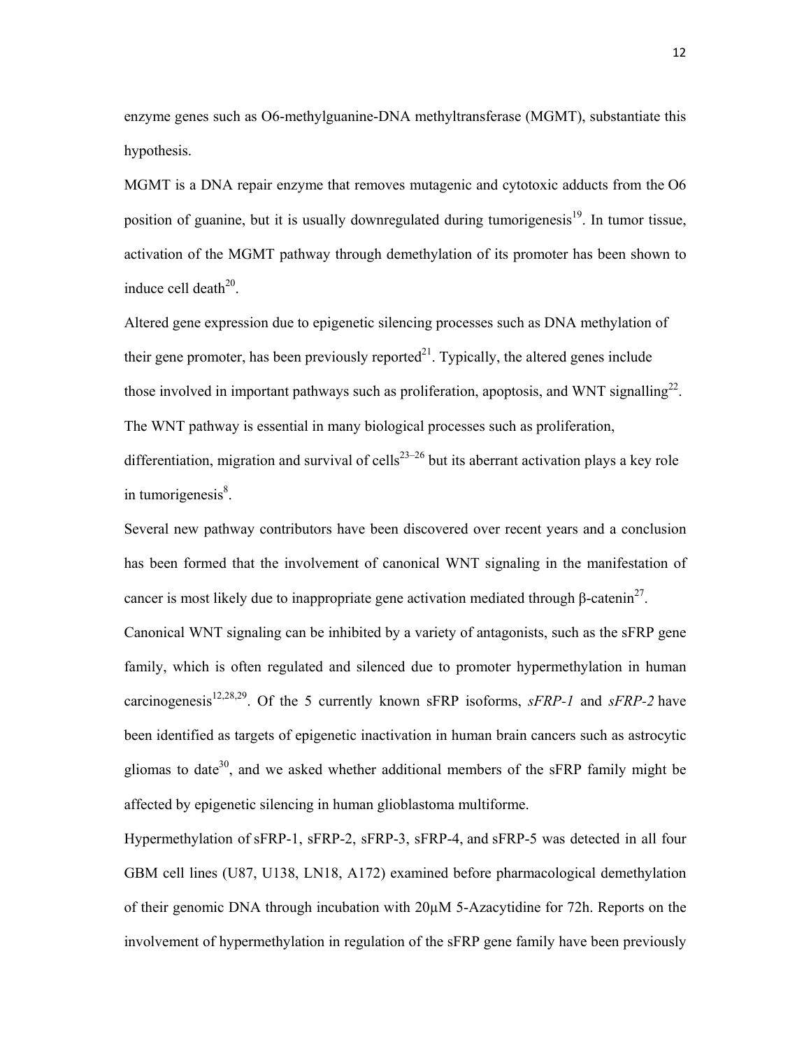enzyme genes such as O6-methylguanine-DNA methyltransferase (MGMT), substantiate this hypothesis.

MGMT is a DNA repair enzyme that removes mutagenic and cytotoxic adducts from the O6 position of guanine, but it is usually downregulated during tumorigenesis[19]. In tumor tissue, activation of the MGMT pathway through demethylation of its promoter has been shown to induce cell death[20].

Altered gene expression due to epigenetic silencing processes such as DNA methylation of their gene promoter, has been previously reported[21]. Typically, the altered genes include those involved in important pathways such as proliferation, apoptosis, and WNT signalling[22]. The WNT pathway is essential in many biological processes such as proliferation, differentiation, migration and survival of cells[23–26] but its aberrant activation plays a key role in tumorigenesis[8].

Several new pathway contributors have been discovered over recent years and a conclusion has been formed that the involvement of canonical WNT signaling in the manifestation of cancer is most likely due to inappropriate gene activation mediated through β-catenin[27].

Canonical WNT signaling can be inhibited by a variety of antagonists, such as the sFRP gene family, which is often regulated and silenced due to promoter hypermethylation in human carcinogenesis[12,28,29]. Of the 5 currently known sFRP isoforms, *sFRP-1* and *sFRP-2* have been identified as targets of epigenetic inactivation in human brain cancers such as astrocytic gliomas to date[30], and we asked whether additional members of the sFRP family might be affected by epigenetic silencing in human glioblastoma multiforme.

Hypermethylation of sFRP-1, sFRP-2, sFRP-3, sFRP-4, and sFRP-5 was detected in all four GBM cell lines (U87, U138, LN18, A172) examined before pharmacological demethylation of their genomic DNA through incubation with 20μM 5-Azacytidine for 72h. Reports on the involvement of hypermethylation in regulation of the sFRP gene family have been previously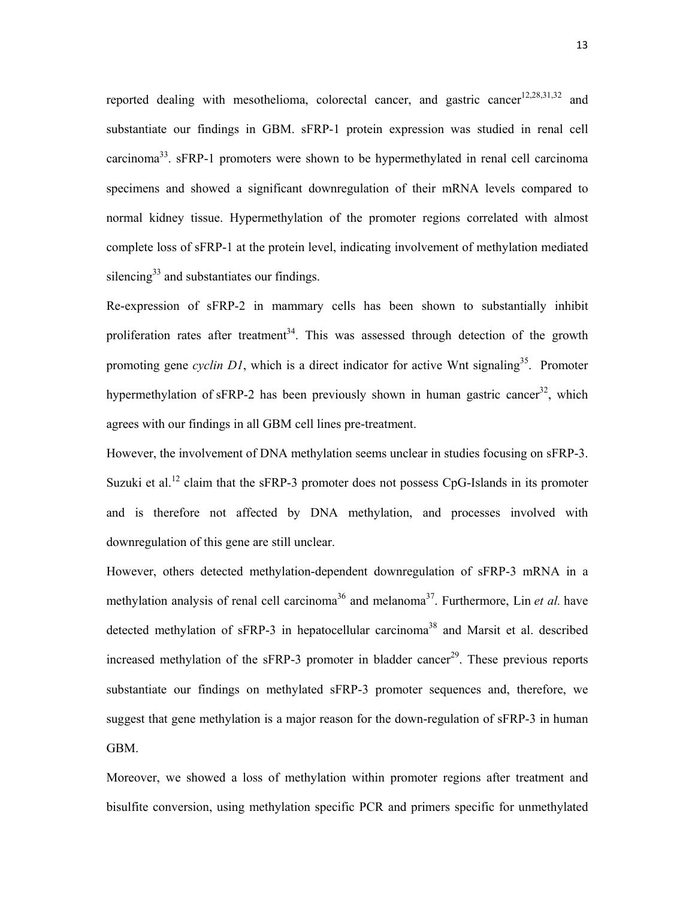reported dealing with mesothelioma, colorectal cancer, and gastric cancer[12,28,31,32] and substantiate our findings in GBM. sFRP-1 protein expression was studied in renal cell carcinoma[33]. sFRP-1 promoters were shown to be hypermethylated in renal cell carcinoma specimens and showed a significant downregulation of their mRNA levels compared to normal kidney tissue. Hypermethylation of the promoter regions correlated with almost complete loss of sFRP-1 at the protein level, indicating involvement of methylation mediated silencing[33] and substantiates our findings.

Re-expression of sFRP-2 in mammary cells has been shown to substantially inhibit proliferation rates after treatment[34]. This was assessed through detection of the growth promoting gene *cyclin D1*, which is a direct indicator for active Wnt signaling[35]. Promoter hypermethylation of sFRP-2 has been previously shown in human gastric cancer[32], which agrees with our findings in all GBM cell lines pre-treatment.

However, the involvement of DNA methylation seems unclear in studies focusing on sFRP-3. Suzuki et al.[12] claim that the sFRP-3 promoter does not possess CpG-Islands in its promoter and is therefore not affected by DNA methylation, and processes involved with downregulation of this gene are still unclear.

However, others detected methylation-dependent downregulation of sFRP-3 mRNA in a methylation analysis of renal cell carcinoma[36] and melanoma[37]. Furthermore, Lin *et al.* have detected methylation of sFRP-3 in hepatocellular carcinoma[38] and Marsit et al. described increased methylation of the sFRP-3 promoter in bladder cancer[29]. These previous reports substantiate our findings on methylated sFRP-3 promoter sequences and, therefore, we suggest that gene methylation is a major reason for the down-regulation of sFRP-3 in human GBM.

Moreover, we showed a loss of methylation within promoter regions after treatment and bisulfite conversion, using methylation specific PCR and primers specific for unmethylated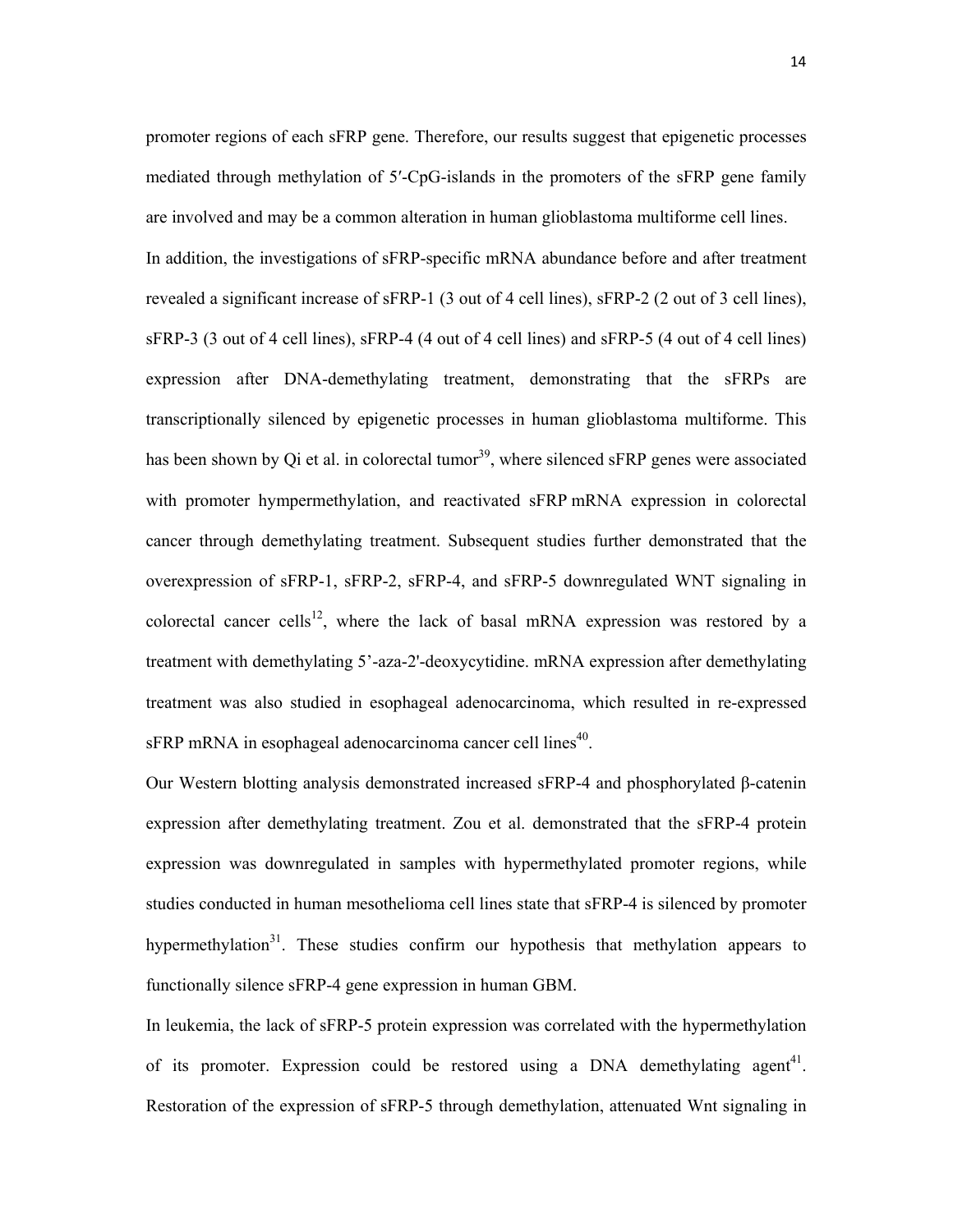promoter regions of each sFRP gene. Therefore, our results suggest that epigenetic processes mediated through methylation of 5′-CpG-islands in the promoters of the sFRP gene family are involved and may be a common alteration in human glioblastoma multiforme cell lines.

In addition, the investigations of sFRP-specific mRNA abundance before and after treatment revealed a significant increase of sFRP-1 (3 out of 4 cell lines), sFRP-2 (2 out of 3 cell lines), sFRP-3 (3 out of 4 cell lines), sFRP-4 (4 out of 4 cell lines) and sFRP-5 (4 out of 4 cell lines) expression after DNA-demethylating treatment, demonstrating that the sFRPs are transcriptionally silenced by epigenetic processes in human glioblastoma multiforme. This has been shown by Qi et al. in colorectal tumor[39], where silenced sFRP genes were associated with promoter hympermethylation, and reactivated sFRP mRNA expression in colorectal cancer through demethylating treatment. Subsequent studies further demonstrated that the overexpression of sFRP-1, sFRP-2, sFRP-4, and sFRP-5 downregulated WNT signaling in colorectal cancer cells[12], where the lack of basal mRNA expression was restored by a treatment with demethylating 5'-aza-2'-deoxycytidine. mRNA expression after demethylating treatment was also studied in esophageal adenocarcinoma, which resulted in re-expressed sFRP mRNA in esophageal adenocarcinoma cancer cell lines[40].

Our Western blotting analysis demonstrated increased sFRP-4 and phosphorylated β-catenin expression after demethylating treatment. Zou et al. demonstrated that the sFRP-4 protein expression was downregulated in samples with hypermethylated promoter regions, while studies conducted in human mesothelioma cell lines state that sFRP-4 is silenced by promoter hypermethylation[31]. These studies confirm our hypothesis that methylation appears to functionally silence sFRP-4 gene expression in human GBM.

In leukemia, the lack of sFRP-5 protein expression was correlated with the hypermethylation of its promoter. Expression could be restored using a DNA demethylating agent[41]. Restoration of the expression of sFRP-5 through demethylation, attenuated Wnt signaling in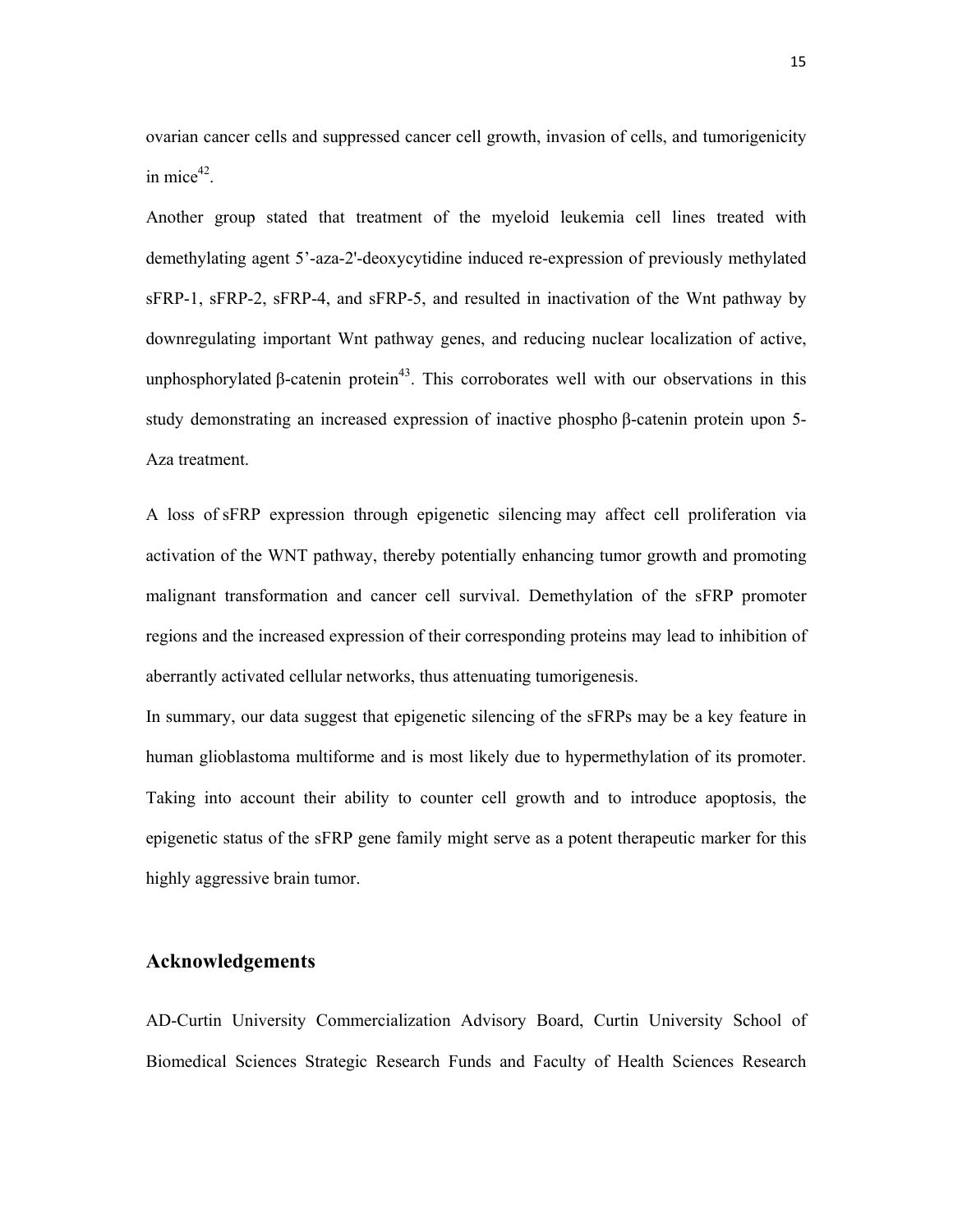ovarian cancer cells and suppressed cancer cell growth, invasion of cells, and tumorigenicity in mice[42].

Another group stated that treatment of the myeloid leukemia cell lines treated with demethylating agent 5'-aza-2'-deoxycytidine induced re-expression of previously methylated sFRP-1, sFRP-2, sFRP-4, and sFRP-5, and resulted in inactivation of the Wnt pathway by downregulating important Wnt pathway genes, and reducing nuclear localization of active, unphosphorylated β-catenin protein[43]. This corroborates well with our observations in this study demonstrating an increased expression of inactive phospho β-catenin protein upon 5-Aza treatment.

A loss of sFRP expression through epigenetic silencing may affect cell proliferation via activation of the WNT pathway, thereby potentially enhancing tumor growth and promoting malignant transformation and cancer cell survival. Demethylation of the sFRP promoter regions and the increased expression of their corresponding proteins may lead to inhibition of aberrantly activated cellular networks, thus attenuating tumorigenesis.

In summary, our data suggest that epigenetic silencing of the sFRPs may be a key feature in human glioblastoma multiforme and is most likely due to hypermethylation of its promoter. Taking into account their ability to counter cell growth and to introduce apoptosis, the epigenetic status of the sFRP gene family might serve as a potent therapeutic marker for this highly aggressive brain tumor.

## Acknowledgements

AD-Curtin University Commercialization Advisory Board, Curtin University School of Biomedical Sciences Strategic Research Funds and Faculty of Health Sciences Research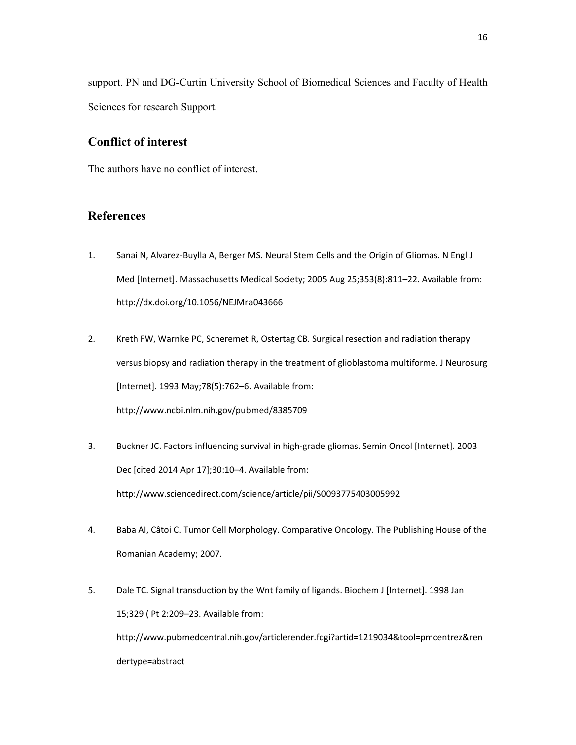support. PN and DG-Curtin University School of Biomedical Sciences and Faculty of Health Sciences for research Support.

## Conflict of interest

The authors have no conflict of interest.

## References

1. Sanai N, Alvarez-Buylla A, Berger MS. Neural Stem Cells and the Origin of Gliomas. N Engl J Med [Internet]. Massachusetts Medical Society; 2005 Aug 25;353(8):811–22. Available from: http://dx.doi.org/10.1056/NEJMra043666

2. Kreth FW, Warnke PC, Scheremet R, Ostertag CB. Surgical resection and radiation therapy versus biopsy and radiation therapy in the treatment of glioblastoma multiforme. J Neurosurg [Internet]. 1993 May;78(5):762–6. Available from: http://www.ncbi.nlm.nih.gov/pubmed/8385709

3. Buckner JC. Factors influencing survival in high-grade gliomas. Semin Oncol [Internet]. 2003 Dec [cited 2014 Apr 17];30:10–4. Available from: http://www.sciencedirect.com/science/article/pii/S0093775403005992

4. Baba AI, Câtoi C. Tumor Cell Morphology. Comparative Oncology. The Publishing House of the Romanian Academy; 2007.

5. Dale TC. Signal transduction by the Wnt family of ligands. Biochem J [Internet]. 1998 Jan 15;329 ( Pt 2:209–23. Available from: http://www.pubmedcentral.nih.gov/articlerender.fcgi?artid=1219034&tool=pmcentrez&rendertype=abstract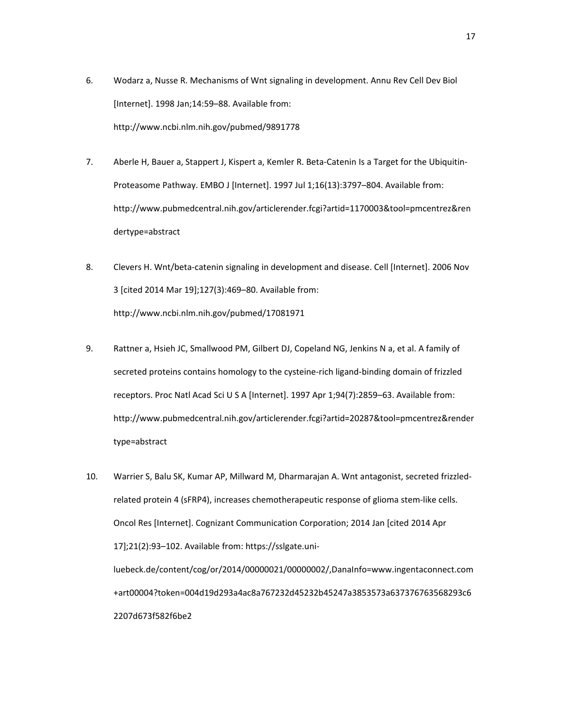6. Wodarz a, Nusse R. Mechanisms of Wnt signaling in development. Annu Rev Cell Dev Biol [Internet]. 1998 Jan;14:59–88. Available from: http://www.ncbi.nlm.nih.gov/pubmed/9891778

7. Aberle H, Bauer a, Stappert J, Kispert a, Kemler R. Beta-Catenin Is a Target for the Ubiquitin-Proteasome Pathway. EMBO J [Internet]. 1997 Jul 1;16(13):3797–804. Available from: http://www.pubmedcentral.nih.gov/articlerender.fcgi?artid=1170003&tool=pmcentrez&rendertype=abstract

8. Clevers H. Wnt/beta-catenin signaling in development and disease. Cell [Internet]. 2006 Nov 3 [cited 2014 Mar 19];127(3):469–80. Available from: http://www.ncbi.nlm.nih.gov/pubmed/17081971

9. Rattner a, Hsieh JC, Smallwood PM, Gilbert DJ, Copeland NG, Jenkins N a, et al. A family of secreted proteins contains homology to the cysteine-rich ligand-binding domain of frizzled receptors. Proc Natl Acad Sci U S A [Internet]. 1997 Apr 1;94(7):2859–63. Available from: http://www.pubmedcentral.nih.gov/articlerender.fcgi?artid=20287&tool=pmcentrez&rendertype=abstract

10. Warrier S, Balu SK, Kumar AP, Millward M, Dharmarajan A. Wnt antagonist, secreted frizzled-related protein 4 (sFRP4), increases chemotherapeutic response of glioma stem-like cells. Oncol Res [Internet]. Cognizant Communication Corporation; 2014 Jan [cited 2014 Apr 17];21(2):93–102. Available from: https://sslgate.uni-luebeck.de/content/cog/or/2014/00000021/00000002/,DanaInfo=www.ingentaconnect.com+art00004?token=004d19d293a4ac8a767232d45232b45247a3853573a637376763568293c62207d673f582f6be2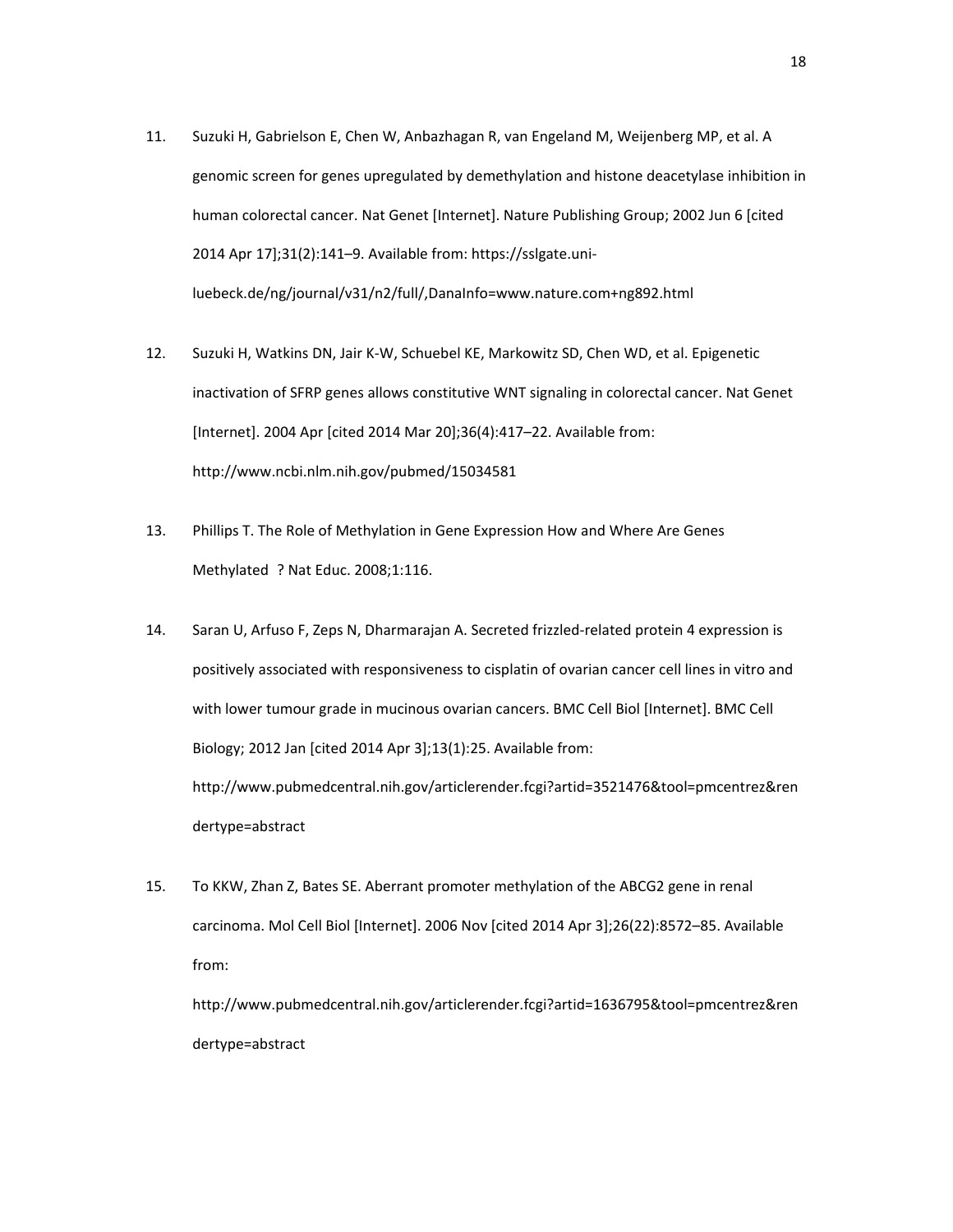11. Suzuki H, Gabrielson E, Chen W, Anbazhagan R, van Engeland M, Weijenberg MP, et al. A genomic screen for genes upregulated by demethylation and histone deacetylase inhibition in human colorectal cancer. Nat Genet [Internet]. Nature Publishing Group; 2002 Jun 6 [cited 2014 Apr 17];31(2):141–9. Available from: https://sslgate.uni-luebeck.de/ng/journal/v31/n2/full/,DanaInfo=www.nature.com+ng892.html

12. Suzuki H, Watkins DN, Jair K-W, Schuebel KE, Markowitz SD, Chen WD, et al. Epigenetic inactivation of SFRP genes allows constitutive WNT signaling in colorectal cancer. Nat Genet [Internet]. 2004 Apr [cited 2014 Mar 20];36(4):417–22. Available from: http://www.ncbi.nlm.nih.gov/pubmed/15034581

13. Phillips T. The Role of Methylation in Gene Expression How and Where Are Genes Methylated ? Nat Educ. 2008;1:116.

14. Saran U, Arfuso F, Zeps N, Dharmarajan A. Secreted frizzled-related protein 4 expression is positively associated with responsiveness to cisplatin of ovarian cancer cell lines in vitro and with lower tumour grade in mucinous ovarian cancers. BMC Cell Biol [Internet]. BMC Cell Biology; 2012 Jan [cited 2014 Apr 3];13(1):25. Available from: http://www.pubmedcentral.nih.gov/articlerender.fcgi?artid=3521476&tool=pmcentrez&rendertype=abstract

15. To KKW, Zhan Z, Bates SE. Aberrant promoter methylation of the ABCG2 gene in renal carcinoma. Mol Cell Biol [Internet]. 2006 Nov [cited 2014 Apr 3];26(22):8572–85. Available from: http://www.pubmedcentral.nih.gov/articlerender.fcgi?artid=1636795&tool=pmcentrez&rendertype=abstract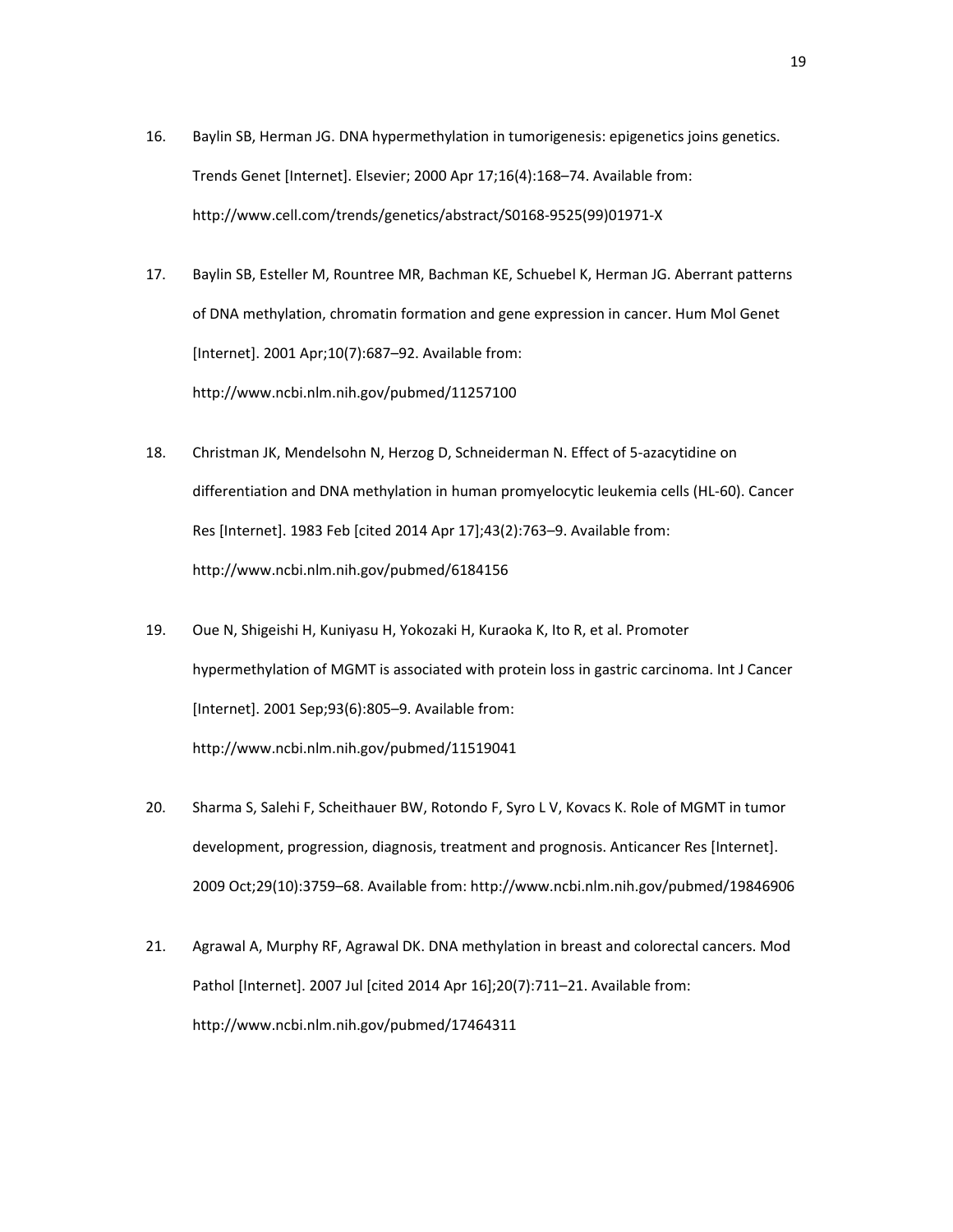16. Baylin SB, Herman JG. DNA hypermethylation in tumorigenesis: epigenetics joins genetics. Trends Genet [Internet]. Elsevier; 2000 Apr 17;16(4):168–74. Available from: http://www.cell.com/trends/genetics/abstract/S0168-9525(99)01971-X

17. Baylin SB, Esteller M, Rountree MR, Bachman KE, Schuebel K, Herman JG. Aberrant patterns of DNA methylation, chromatin formation and gene expression in cancer. Hum Mol Genet [Internet]. 2001 Apr;10(7):687–92. Available from: http://www.ncbi.nlm.nih.gov/pubmed/11257100

18. Christman JK, Mendelsohn N, Herzog D, Schneiderman N. Effect of 5-azacytidine on differentiation and DNA methylation in human promyelocytic leukemia cells (HL-60). Cancer Res [Internet]. 1983 Feb [cited 2014 Apr 17];43(2):763–9. Available from: http://www.ncbi.nlm.nih.gov/pubmed/6184156

19. Oue N, Shigeishi H, Kuniyasu H, Yokozaki H, Kuraoka K, Ito R, et al. Promoter hypermethylation of MGMT is associated with protein loss in gastric carcinoma. Int J Cancer [Internet]. 2001 Sep;93(6):805–9. Available from: http://www.ncbi.nlm.nih.gov/pubmed/11519041

20. Sharma S, Salehi F, Scheithauer BW, Rotondo F, Syro L V, Kovacs K. Role of MGMT in tumor development, progression, diagnosis, treatment and prognosis. Anticancer Res [Internet]. 2009 Oct;29(10):3759–68. Available from: http://www.ncbi.nlm.nih.gov/pubmed/19846906

21. Agrawal A, Murphy RF, Agrawal DK. DNA methylation in breast and colorectal cancers. Mod Pathol [Internet]. 2007 Jul [cited 2014 Apr 16];20(7):711–21. Available from: http://www.ncbi.nlm.nih.gov/pubmed/17464311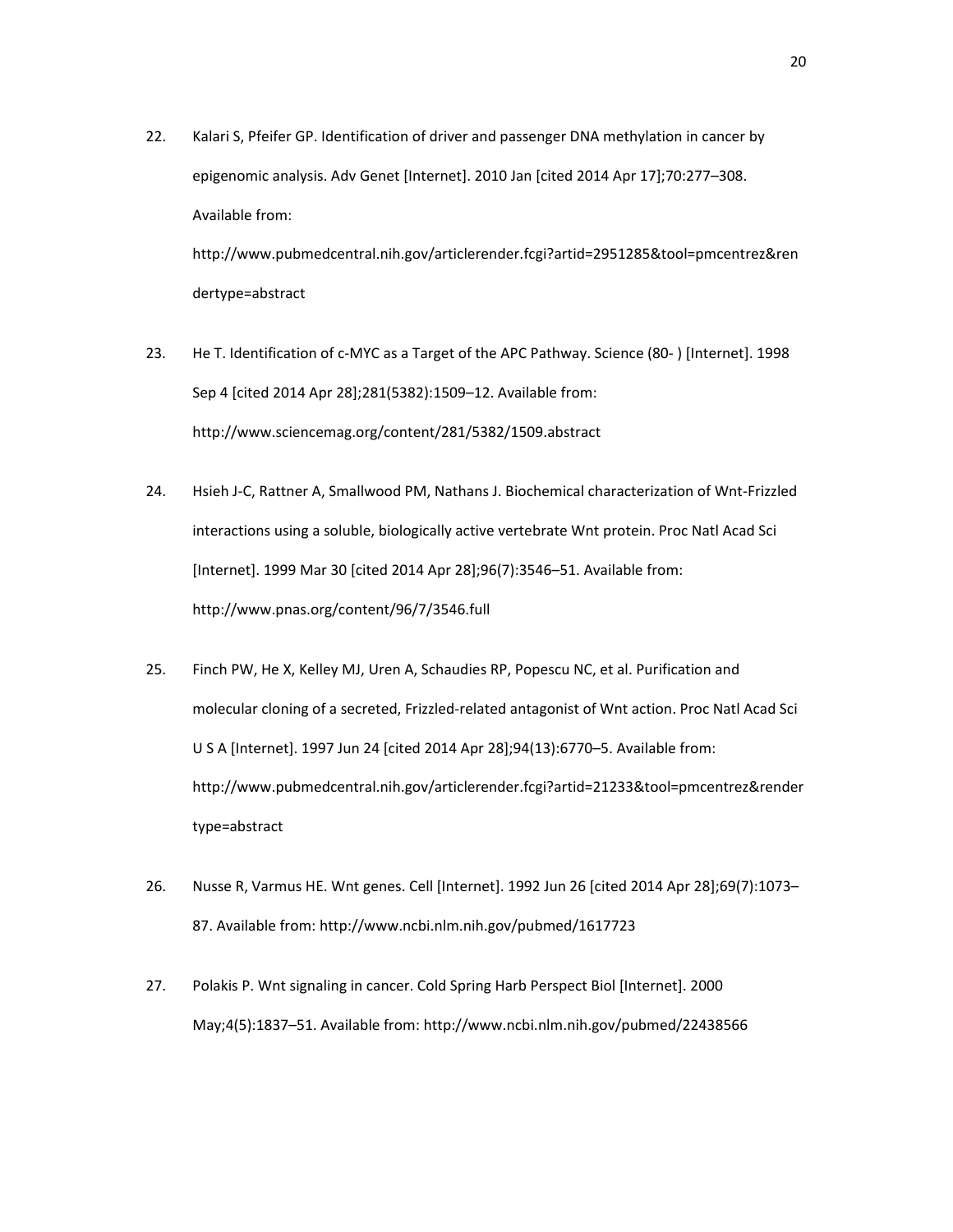22. Kalari S, Pfeifer GP. Identification of driver and passenger DNA methylation in cancer by epigenomic analysis. Adv Genet [Internet]. 2010 Jan [cited 2014 Apr 17];70:277–308. Available from: http://www.pubmedcentral.nih.gov/articlerender.fcgi?artid=2951285&tool=pmcentrez&rendertype=abstract

23. He T. Identification of c-MYC as a Target of the APC Pathway. Science (80- ) [Internet]. 1998 Sep 4 [cited 2014 Apr 28];281(5382):1509–12. Available from: http://www.sciencemag.org/content/281/5382/1509.abstract

24. Hsieh J-C, Rattner A, Smallwood PM, Nathans J. Biochemical characterization of Wnt-Frizzled interactions using a soluble, biologically active vertebrate Wnt protein. Proc Natl Acad Sci [Internet]. 1999 Mar 30 [cited 2014 Apr 28];96(7):3546–51. Available from: http://www.pnas.org/content/96/7/3546.full

25. Finch PW, He X, Kelley MJ, Uren A, Schaudies RP, Popescu NC, et al. Purification and molecular cloning of a secreted, Frizzled-related antagonist of Wnt action. Proc Natl Acad Sci U S A [Internet]. 1997 Jun 24 [cited 2014 Apr 28];94(13):6770–5. Available from: http://www.pubmedcentral.nih.gov/articlerender.fcgi?artid=21233&tool=pmcentrez&rendertype=abstract

26. Nusse R, Varmus HE. Wnt genes. Cell [Internet]. 1992 Jun 26 [cited 2014 Apr 28];69(7):1073–87. Available from: http://www.ncbi.nlm.nih.gov/pubmed/1617723

27. Polakis P. Wnt signaling in cancer. Cold Spring Harb Perspect Biol [Internet]. 2000 May;4(5):1837–51. Available from: http://www.ncbi.nlm.nih.gov/pubmed/22438566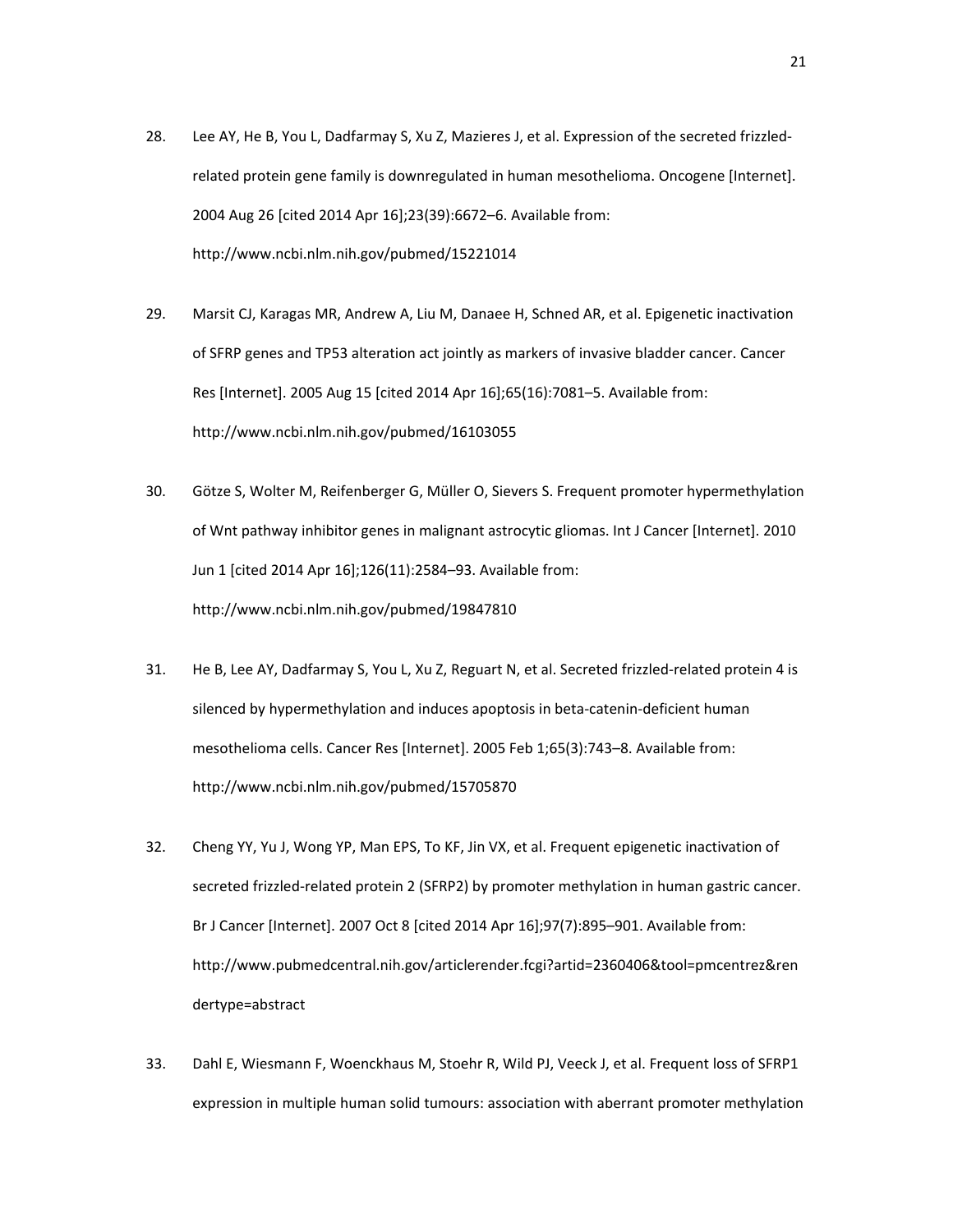28. Lee AY, He B, You L, Dadfarmay S, Xu Z, Mazieres J, et al. Expression of the secreted frizzled-related protein gene family is downregulated in human mesothelioma. Oncogene [Internet]. 2004 Aug 26 [cited 2014 Apr 16];23(39):6672–6. Available from: http://www.ncbi.nlm.nih.gov/pubmed/15221014

29. Marsit CJ, Karagas MR, Andrew A, Liu M, Danaee H, Schned AR, et al. Epigenetic inactivation of SFRP genes and TP53 alteration act jointly as markers of invasive bladder cancer. Cancer Res [Internet]. 2005 Aug 15 [cited 2014 Apr 16];65(16):7081–5. Available from: http://www.ncbi.nlm.nih.gov/pubmed/16103055

30. Götze S, Wolter M, Reifenberger G, Müller O, Sievers S. Frequent promoter hypermethylation of Wnt pathway inhibitor genes in malignant astrocytic gliomas. Int J Cancer [Internet]. 2010 Jun 1 [cited 2014 Apr 16];126(11):2584–93. Available from: http://www.ncbi.nlm.nih.gov/pubmed/19847810

31. He B, Lee AY, Dadfarmay S, You L, Xu Z, Reguart N, et al. Secreted frizzled-related protein 4 is silenced by hypermethylation and induces apoptosis in beta-catenin-deficient human mesothelioma cells. Cancer Res [Internet]. 2005 Feb 1;65(3):743–8. Available from: http://www.ncbi.nlm.nih.gov/pubmed/15705870

32. Cheng YY, Yu J, Wong YP, Man EPS, To KF, Jin VX, et al. Frequent epigenetic inactivation of secreted frizzled-related protein 2 (SFRP2) by promoter methylation in human gastric cancer. Br J Cancer [Internet]. 2007 Oct 8 [cited 2014 Apr 16];97(7):895–901. Available from: http://www.pubmedcentral.nih.gov/articlerender.fcgi?artid=2360406&tool=pmcentrez&rendertype=abstract

33. Dahl E, Wiesmann F, Woenckhaus M, Stoehr R, Wild PJ, Veeck J, et al. Frequent loss of SFRP1 expression in multiple human solid tumours: association with aberrant promoter methylation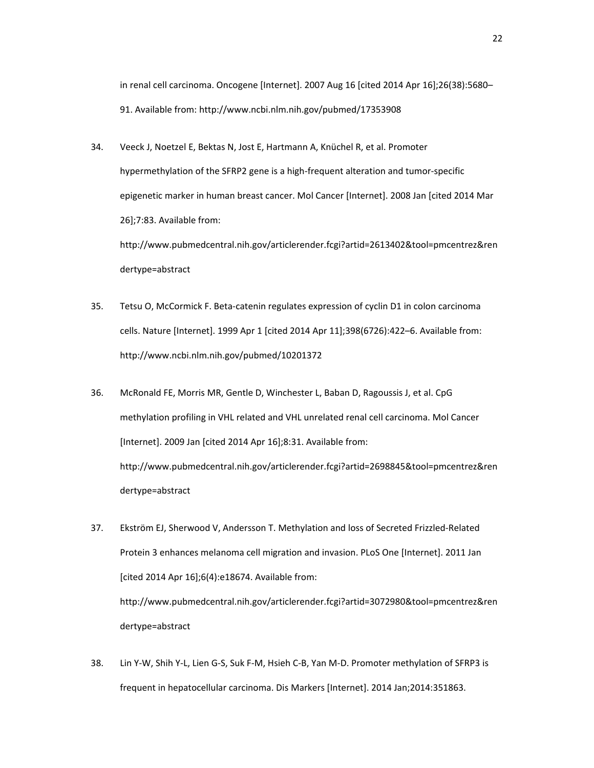in renal cell carcinoma. Oncogene [Internet]. 2007 Aug 16 [cited 2014 Apr 16];26(38):5680–91. Available from: http://www.ncbi.nlm.nih.gov/pubmed/17353908

34. Veeck J, Noetzel E, Bektas N, Jost E, Hartmann A, Knüchel R, et al. Promoter hypermethylation of the SFRP2 gene is a high-frequent alteration and tumor-specific epigenetic marker in human breast cancer. Mol Cancer [Internet]. 2008 Jan [cited 2014 Mar 26];7:83. Available from: http://www.pubmedcentral.nih.gov/articlerender.fcgi?artid=2613402&tool=pmcentrez&rendertype=abstract

35. Tetsu O, McCormick F. Beta-catenin regulates expression of cyclin D1 in colon carcinoma cells. Nature [Internet]. 1999 Apr 1 [cited 2014 Apr 11];398(6726):422–6. Available from: http://www.ncbi.nlm.nih.gov/pubmed/10201372

36. McRonald FE, Morris MR, Gentle D, Winchester L, Baban D, Ragoussis J, et al. CpG methylation profiling in VHL related and VHL unrelated renal cell carcinoma. Mol Cancer [Internet]. 2009 Jan [cited 2014 Apr 16];8:31. Available from: http://www.pubmedcentral.nih.gov/articlerender.fcgi?artid=2698845&tool=pmcentrez&rendertype=abstract

37. Ekström EJ, Sherwood V, Andersson T. Methylation and loss of Secreted Frizzled-Related Protein 3 enhances melanoma cell migration and invasion. PLoS One [Internet]. 2011 Jan [cited 2014 Apr 16];6(4):e18674. Available from: http://www.pubmedcentral.nih.gov/articlerender.fcgi?artid=3072980&tool=pmcentrez&rendertype=abstract

38. Lin Y-W, Shih Y-L, Lien G-S, Suk F-M, Hsieh C-B, Yan M-D. Promoter methylation of SFRP3 is frequent in hepatocellular carcinoma. Dis Markers [Internet]. 2014 Jan;2014:351863.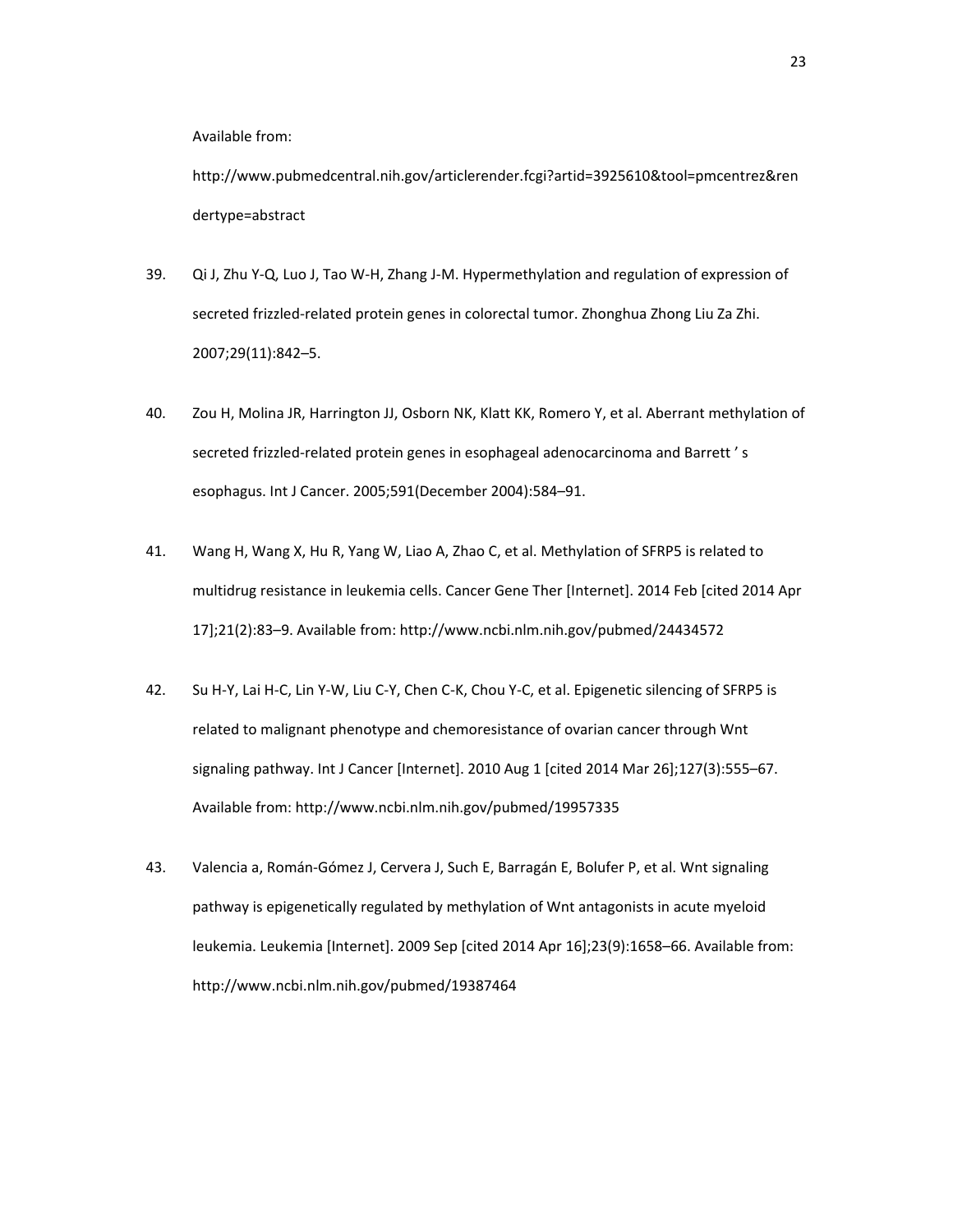Available from:

http://www.pubmedcentral.nih.gov/articlerender.fcgi?artid=3925610&tool=pmcentrez&rendertype=abstract

39. Qi J, Zhu Y-Q, Luo J, Tao W-H, Zhang J-M. Hypermethylation and regulation of expression of secreted frizzled-related protein genes in colorectal tumor. Zhonghua Zhong Liu Za Zhi. 2007;29(11):842–5.

40. Zou H, Molina JR, Harrington JJ, Osborn NK, Klatt KK, Romero Y, et al. Aberrant methylation of secreted frizzled-related protein genes in esophageal adenocarcinoma and Barrett ' s esophagus. Int J Cancer. 2005;591(December 2004):584–91.

41. Wang H, Wang X, Hu R, Yang W, Liao A, Zhao C, et al. Methylation of SFRP5 is related to multidrug resistance in leukemia cells. Cancer Gene Ther [Internet]. 2014 Feb [cited 2014 Apr 17];21(2):83–9. Available from: http://www.ncbi.nlm.nih.gov/pubmed/24434572

42. Su H-Y, Lai H-C, Lin Y-W, Liu C-Y, Chen C-K, Chou Y-C, et al. Epigenetic silencing of SFRP5 is related to malignant phenotype and chemoresistance of ovarian cancer through Wnt signaling pathway. Int J Cancer [Internet]. 2010 Aug 1 [cited 2014 Mar 26];127(3):555–67. Available from: http://www.ncbi.nlm.nih.gov/pubmed/19957335

43. Valencia a, Román-Gómez J, Cervera J, Such E, Barragán E, Bolufer P, et al. Wnt signaling pathway is epigenetically regulated by methylation of Wnt antagonists in acute myeloid leukemia. Leukemia [Internet]. 2009 Sep [cited 2014 Apr 16];23(9):1658–66. Available from: http://www.ncbi.nlm.nih.gov/pubmed/19387464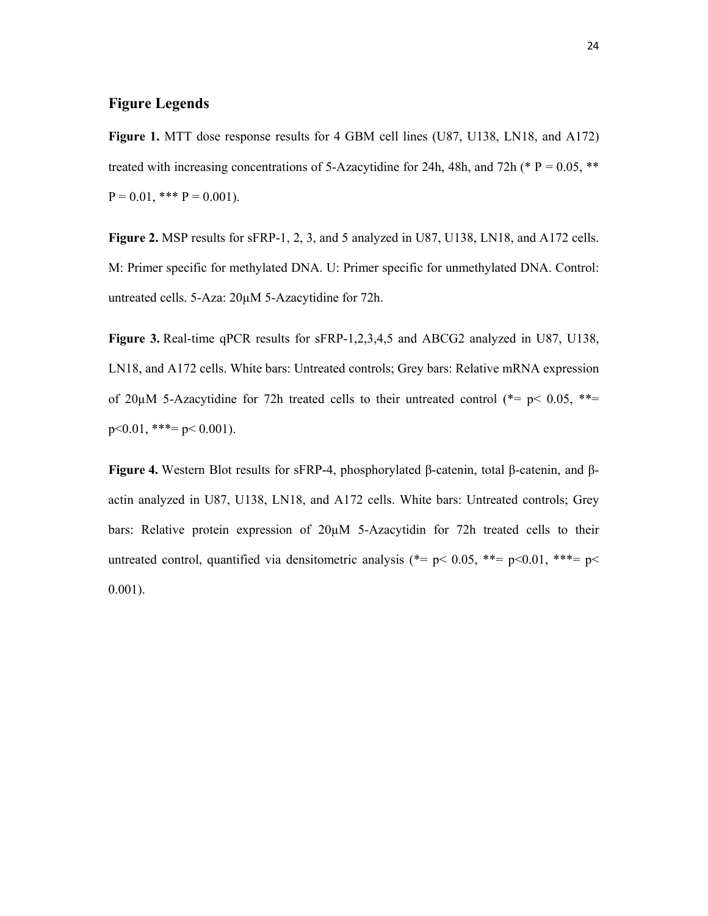## Figure Legends

**Figure 1.** MTT dose response results for 4 GBM cell lines (U87, U138, LN18, and A172) treated with increasing concentrations of 5-Azacytidine for 24h, 48h, and 72h (* $P = 0.05$, ** $P = 0.01$, *** $P = 0.001$).

**Figure 2.** MSP results for sFRP-1, 2, 3, and 5 analyzed in U87, U138, LN18, and A172 cells. M: Primer specific for methylated DNA. U: Primer specific for unmethylated DNA. Control: untreated cells. 5-Aza: 20µM 5-Azacytidine for 72h.

**Figure 3.** Real-time qPCR results for sFRP-1,2,3,4,5 and ABCG2 analyzed in U87, U138, LN18, and A172 cells. White bars: Untreated controls; Grey bars: Relative mRNA expression of 20µM 5-Azacytidine for 72h treated cells to their untreated control (*= $p < 0.05$, **= $p < 0.01$, ***= $p < 0.001$).

**Figure 4.** Western Blot results for sFRP-4, phosphorylated β-catenin, total β-catenin, and β-actin analyzed in U87, U138, LN18, and A172 cells. White bars: Untreated controls; Grey bars: Relative protein expression of 20µM 5-Azacytidin for 72h treated cells to their untreated control, quantified via densitometric analysis (*= $p < 0.05$, **= $p < 0.01$, ***= $p < 0.001$).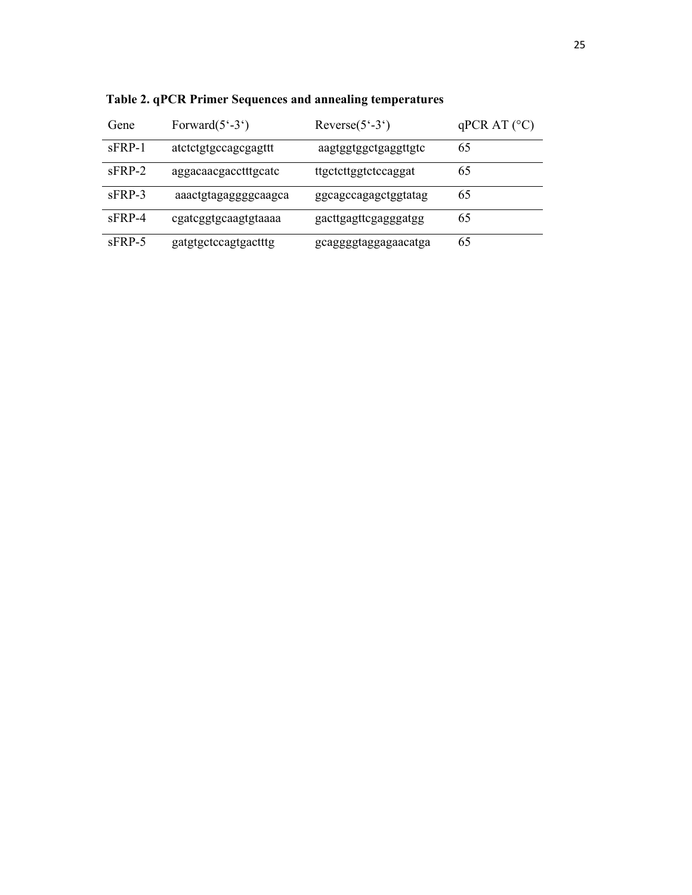**Table 2. qPCR Primer Sequences and annealing temperatures**

| Gene | Forward(5'-3') | Reverse(5'-3') | qPCR AT (°C) |
|---|---|---|---|
| sFRP-1 | atctctgtgccagcgagttt | aagtggtggctgaggttgtc | 65 |
| sFRP-2 | aggacaacgacctttgcatc | ttgctcttggtctccaggat | 65 |
| sFRP-3 | aaactgtagaggggcaagca | ggcagccagagctggtatag | 65 |
| sFRP-4 | cgatcggtgcaagtgtaaaa | gacttgagttcgagggatgg | 65 |
| sFRP-5 | gatgtgctccagtgactttg | gcaggggtaggagaacatga | 65 |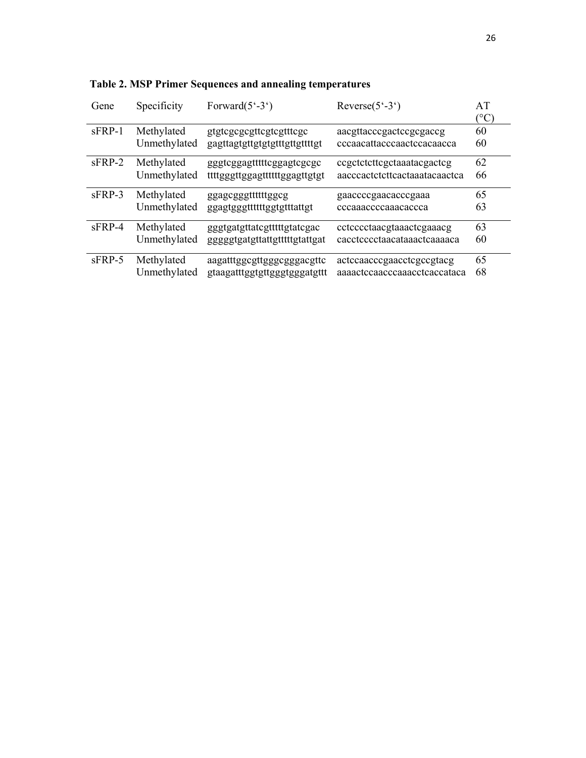**Table 2. MSP Primer Sequences and annealing temperatures**

| Gene | Specificity | Forward(5'-3') | Reverse(5'-3') | AT (°C) |
|---|---|---|---|---|
| sFRP-1 | Methylated | gtgtcgcgcgttcgtcgtttcgc | aacgttacccgactccgcgaccg | 60 |
| | Unmethylated | gagttagtgttgtgtgtttgttgttttgt | cccaacattacccaactccacaacca | 60 |
| sFRP-2 | Methylated | gggtcggagtttttcggagtcgcgc | ccgctctcttcgctaaatacgactcg | 62 |
| | Unmethylated | ttttgggttggagtttttggagttgtgt | aacccactctcttcactaaatacaactca | 66 |
| sFRP-3 | Methylated | ggagcgggttttttggcg | gaaccccgaacacccgaaa | 65 |
| | Unmethylated | ggagtgggttttttggtgtttattgt | cccaaaccccaaacaccca | 63 |
| sFRP-4 | Methylated | gggtgatgttatcgtttttgtatcgac | cctcccctaacgtaaactcgaaacg | 63 |
| | Unmethylated | gggggtgatgttattgtttttgtattgat | cacctcccctaacataaactcaaaaca | 60 |
| sFRP-5 | Methylated | aagatttggcgttgggcgggacgttc | actccaacccgaacctcgccgtacg | 65 |
| | Unmethylated | gtaagatttggtgttgggtgggatgttt | aaaactccaacccaaacctcaccataca | 68 |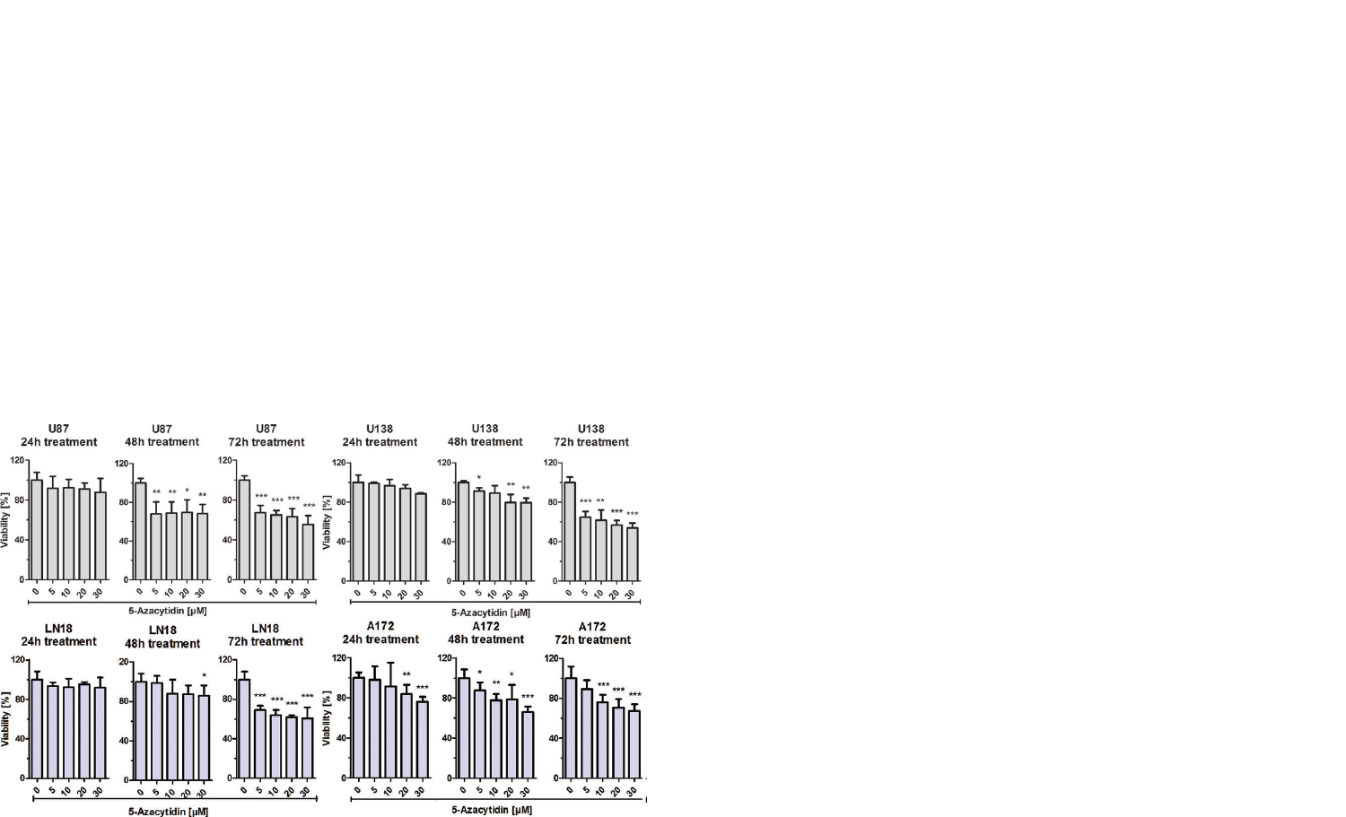**U87 24h treatment** | **U87 48h treatment** | **U87 72h treatment** | **U138 24h treatment** | **U138 48h treatment** | **U138 72h treatment**

Viability [%]

5-Azacytidin [µM]: 0, 5, 10, 20, 30

**LN18 24h treatment** | **LN18 48h treatment** | **LN18 72h treatment** | **A172 24h treatment** | **A172 48h treatment** | **A172 72h treatment**

Viability [%]

5-Azacytidin [µM]: 0, 5, 10, 20, 30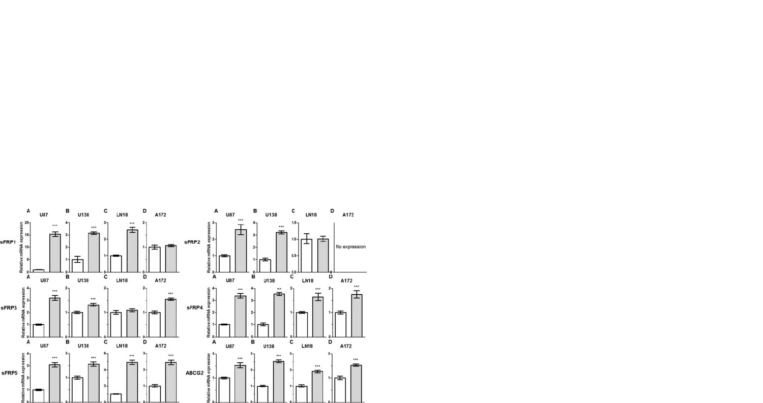sFRP1

A U87 B U138 C LN18 D A172

Relative mRNA expression

\*\*\* \*\*\* \*\*\*

sFRP2

A U87 B U138 C LN18 D A172

Relative mRNA expression

\*\*\* \*\*\*

No expression

sFRP3

A U87 B U138 C LN18 D A172

Relative mRNA expression

\*\*\* \*\*\* \*\*\*

sFRP4

A U87 B U138 C LN18 D A172

Relative mRNA expression

\*\*\* \*\*\* \*\*\* \*\*\*

sFRP5

A U87 B U138 C LN18 D A172

Relative mRNA expression

\*\*\* \*\*\* \*\*\* \*\*\*

ABCG2

A U87 B U138 C LN18 D A172

Relative mRNA expression

\*\*\* \*\*\* \*\*\* \*\*\*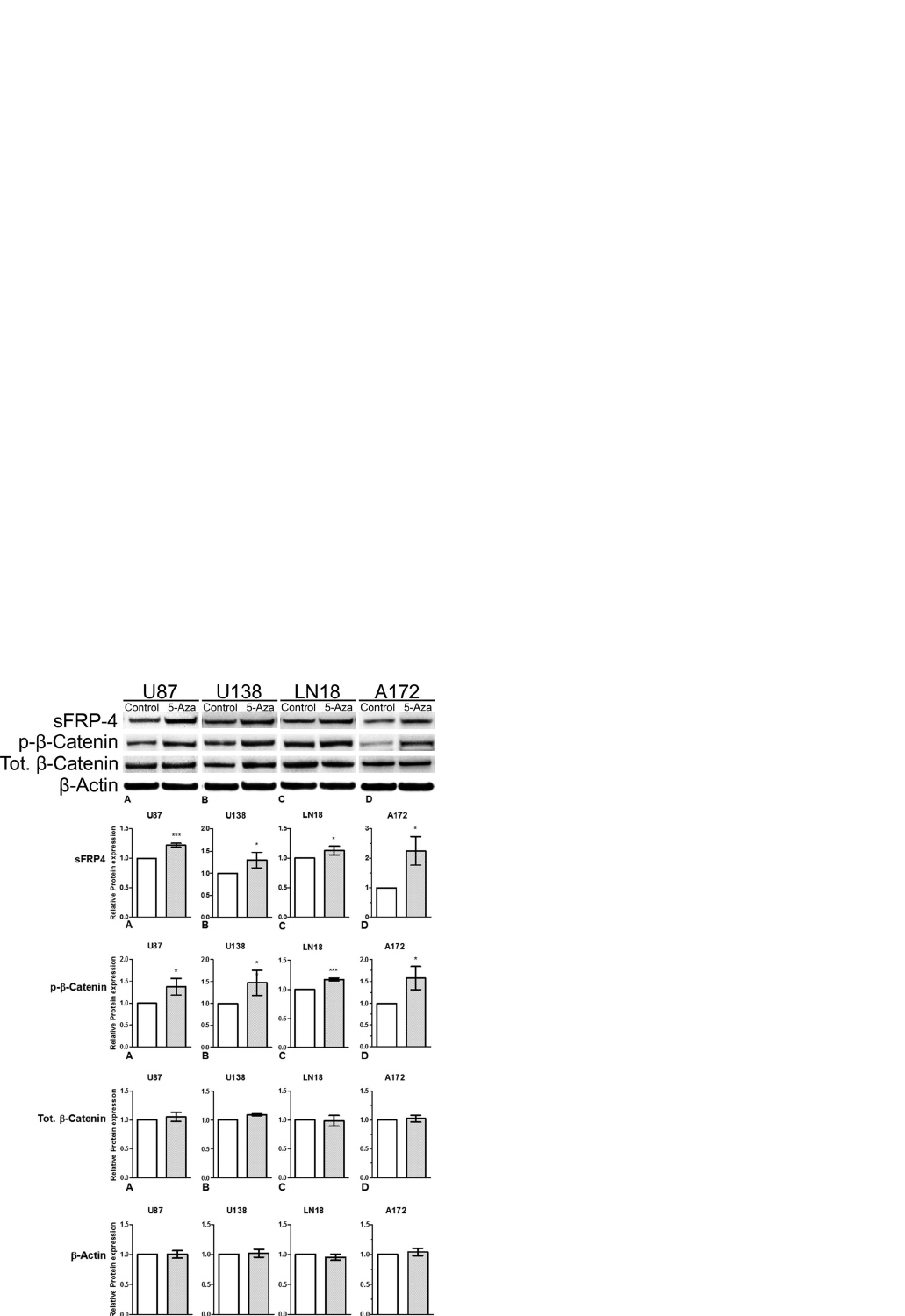U87 U138 LN18 A172

Control 5-Aza Control 5-Aza Control 5-Aza Control 5-Aza

sFRP-4

p-β-Catenin

Tot. β-Catenin

β-Actin

A B C D

sFRP4

U87 U138 LN18 A172

Relative Protein expression

***

*

*

*

A B C D

p-β-Catenin

U87 U138 LN18 A172

Relative Protein expression

*

*

***

*

A B C D

Tot. β-Catenin

U87 U138 LN18 A172

Relative Protein expression

A B C D

β-Actin

U87 U138 LN18 A172

Relative Protein expression